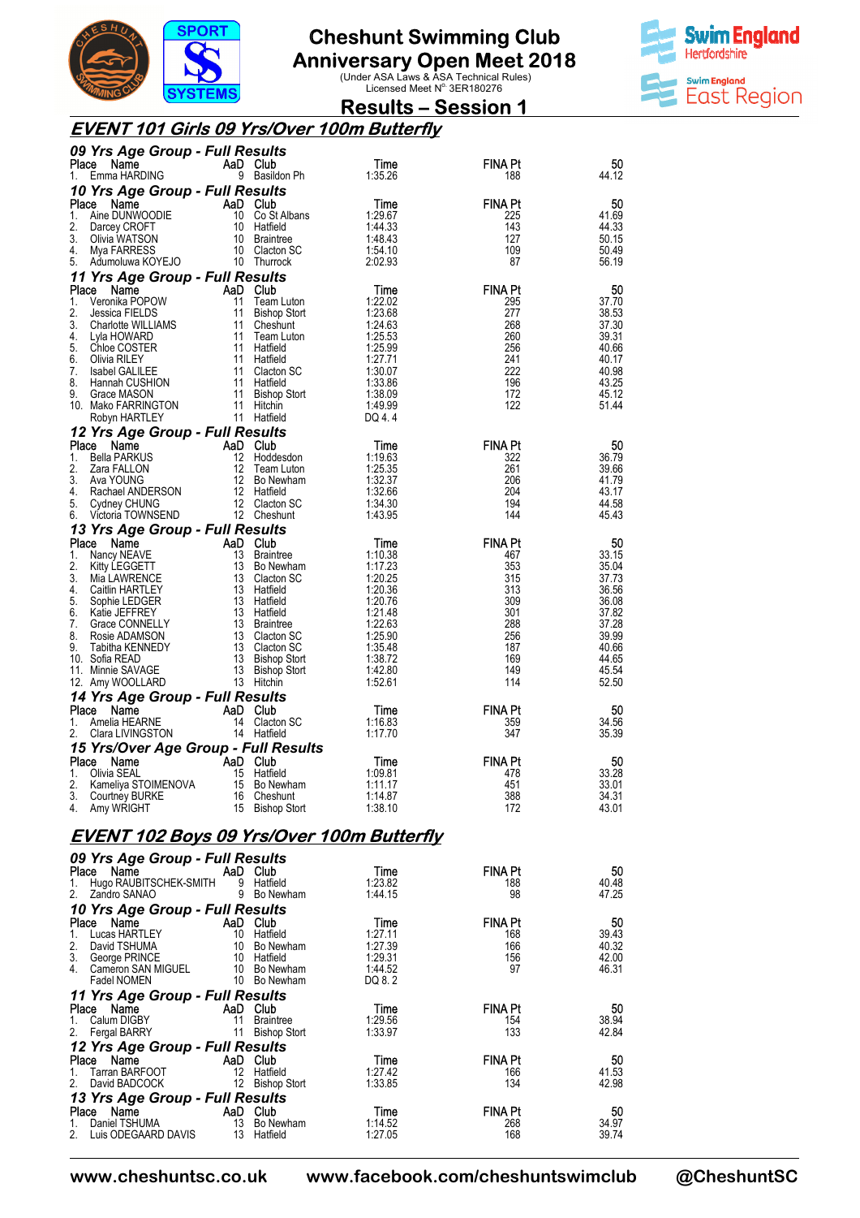# Cheshunt Swimming Club Anniversary Open Meet 2018

(Under ASA Laws & ASA Technical Rules)
Licensed Meet N° 3ER180276

## Results – Session 1

## EVENT 101 Girls 09 Yrs/Over 100m Butterfly

### 09 Yrs Age Group - Full Results

| Place | Name | AaD | Club | Time | FINA Pt | 50 |
|---|---|---|---|---|---|---|
| 1. | Emma HARDING | 9 | Basildon Ph | 1:35.26 | 188 | 44.12 |

### 10 Yrs Age Group - Full Results

| Place | Name | AaD | Club | Time | FINA Pt | 50 |
|---|---|---|---|---|---|---|
| 1. | Aine DUNWOODIE | 10 | Co St Albans | 1:29.67 | 225 | 41.69 |
| 2. | Darcey CROFT | 10 | Hatfield | 1:44.33 | 143 | 44.33 |
| 3. | Olivia WATSON | 10 | Braintree | 1:48.43 | 127 | 50.15 |
| 4. | Mya FARRESS | 10 | Clacton SC | 1:54.10 | 109 | 50.49 |
| 5. | Adumoluwa KOYEJO | 10 | Thurrock | 2:02.93 | 87 | 56.19 |

### 11 Yrs Age Group - Full Results

| Place | Name | AaD | Club | Time | FINA Pt | 50 |
|---|---|---|---|---|---|---|
| 1. | Veronika POPOW | 11 | Team Luton | 1:22.02 | 295 | 37.70 |
| 2. | Jessica FIELDS | 11 | Bishop Stort | 1:23.68 | 277 | 38.53 |
| 3. | Charlotte WILLIAMS | 11 | Cheshunt | 1:24.63 | 268 | 37.30 |
| 4. | Lyla HOWARD | 11 | Team Luton | 1:25.53 | 260 | 39.31 |
| 5. | Chloe COSTER | 11 | Hatfield | 1:25.99 | 256 | 40.66 |
| 6. | Olivia RILEY | 11 | Hatfield | 1:27.71 | 241 | 40.17 |
| 7. | Isabel GALILEE | 11 | Clacton SC | 1:30.07 | 222 | 40.98 |
| 8. | Hannah CUSHION | 11 | Hatfield | 1:33.86 | 196 | 43.25 |
| 9. | Grace MASON | 11 | Bishop Stort | 1:38.09 | 172 | 45.12 |
| 10. | Mako FARRINGTON | 11 | Hitchin | 1:49.99 | 122 | 51.44 |
| | Robyn HARTLEY | 11 | Hatfield | DQ 4. 4 | | |

### 12 Yrs Age Group - Full Results

| Place | Name | AaD | Club | Time | FINA Pt | 50 |
|---|---|---|---|---|---|---|
| 1. | Bella PARKUS | 12 | Hoddesdon | 1:19.63 | 322 | 36.79 |
| 2. | Zara FALLON | 12 | Team Luton | 1:25.35 | 261 | 39.66 |
| 3. | Ava YOUNG | 12 | Bo Newham | 1:32.37 | 206 | 41.79 |
| 4. | Rachael ANDERSON | 12 | Hatfield | 1:32.66 | 204 | 43.17 |
| 5. | Cydney CHUNG | 12 | Clacton SC | 1:34.30 | 194 | 44.58 |
| 6. | Victoria TOWNSEND | 12 | Cheshunt | 1:43.95 | 144 | 45.43 |

### 13 Yrs Age Group - Full Results

| Place | Name | AaD | Club | Time | FINA Pt | 50 |
|---|---|---|---|---|---|---|
| 1. | Nancy NEAVE | 13 | Braintree | 1:10.38 | 467 | 33.15 |
| 2. | Kitty LEGGETT | 13 | Bo Newham | 1:17.23 | 353 | 35.04 |
| 3. | Mia LAWRENCE | 13 | Clacton SC | 1:20.25 | 315 | 37.73 |
| 4. | Caitlin HARTLEY | 13 | Hatfield | 1:20.36 | 313 | 36.56 |
| 5. | Sophie LEDGER | 13 | Hatfield | 1:20.76 | 309 | 36.08 |
| 6. | Katie JEFFREY | 13 | Hatfield | 1:21.48 | 301 | 37.82 |
| 7. | Grace CONNELLY | 13 | Braintree | 1:22.63 | 288 | 37.28 |
| 8. | Rosie ADAMSON | 13 | Clacton SC | 1:25.90 | 256 | 39.99 |
| 9. | Tabitha KENNEDY | 13 | Clacton SC | 1:35.48 | 187 | 40.66 |
| 10. | Sofia READ | 13 | Bishop Stort | 1:38.72 | 169 | 44.65 |
| 11. | Minnie SAVAGE | 13 | Bishop Stort | 1:42.80 | 149 | 45.54 |
| 12. | Amy WOOLLARD | 13 | Hitchin | 1:52.61 | 114 | 52.50 |

### 14 Yrs Age Group - Full Results

| Place | Name | AaD | Club | Time | FINA Pt | 50 |
|---|---|---|---|---|---|---|
| 1. | Amelia HEARNE | 14 | Clacton SC | 1:16.83 | 359 | 34.56 |
| 2. | Clara LIVINGSTON | 14 | Hatfield | 1:17.70 | 347 | 35.39 |

### 15 Yrs/Over Age Group - Full Results

| Place | Name | AaD | Club | Time | FINA Pt | 50 |
|---|---|---|---|---|---|---|
| 1. | Olivia SEAL | 15 | Hatfield | 1:09.81 | 478 | 33.28 |
| 2. | Kameliya STOIMENOVA | 15 | Bo Newham | 1:11.17 | 451 | 33.01 |
| 3. | Courtney BURKE | 16 | Cheshunt | 1:14.87 | 388 | 34.31 |
| 4. | Amy WRIGHT | 15 | Bishop Stort | 1:38.10 | 172 | 43.01 |

## EVENT 102 Boys 09 Yrs/Over 100m Butterfly

### 09 Yrs Age Group - Full Results

| Place | Name | AaD | Club | Time | FINA Pt | 50 |
|---|---|---|---|---|---|---|
| 1. | Hugo RAUBITSCHEK-SMITH | 9 | Hatfield | 1:23.82 | 188 | 40.48 |
| 2. | Zandro SANAO | 9 | Bo Newham | 1:44.15 | 98 | 47.25 |

### 10 Yrs Age Group - Full Results

| Place | Name | AaD | Club | Time | FINA Pt | 50 |
|---|---|---|---|---|---|---|
| 1. | Lucas HARTLEY | 10 | Hatfield | 1:27.11 | 168 | 39.43 |
| 2. | David TSHUMA | 10 | Bo Newham | 1:27.39 | 166 | 40.32 |
| 3. | George PRINCE | 10 | Hatfield | 1:29.31 | 156 | 42.00 |
| 4. | Cameron SAN MIGUEL | 10 | Bo Newham | 1:44.52 | 97 | 46.31 |
| | Fadel NOMEN | 10 | Bo Newham | DQ 8. 2 | | |

### 11 Yrs Age Group - Full Results

| Place | Name | AaD | Club | Time | FINA Pt | 50 |
|---|---|---|---|---|---|---|
| 1. | Calum DIGBY | 11 | Braintree | 1:29.56 | 154 | 38.94 |
| 2. | Fergal BARRY | 11 | Bishop Stort | 1:33.97 | 133 | 42.84 |

### 12 Yrs Age Group - Full Results

| Place | Name | AaD | Club | Time | FINA Pt | 50 |
|---|---|---|---|---|---|---|
| 1. | Tarran BARFOOT | 12 | Hatfield | 1:27.42 | 166 | 41.53 |
| 2. | David BADCOCK | 12 | Bishop Stort | 1:33.85 | 134 | 42.98 |

### 13 Yrs Age Group - Full Results

| Place | Name | AaD | Club | Time | FINA Pt | 50 |
|---|---|---|---|---|---|---|
| 1. | Daniel TSHUMA | 13 | Bo Newham | 1:14.52 | 268 | 34.97 |
| 2. | Luis ODEGAARD DAVIS | 13 | Hatfield | 1:27.05 | 168 | 39.74 |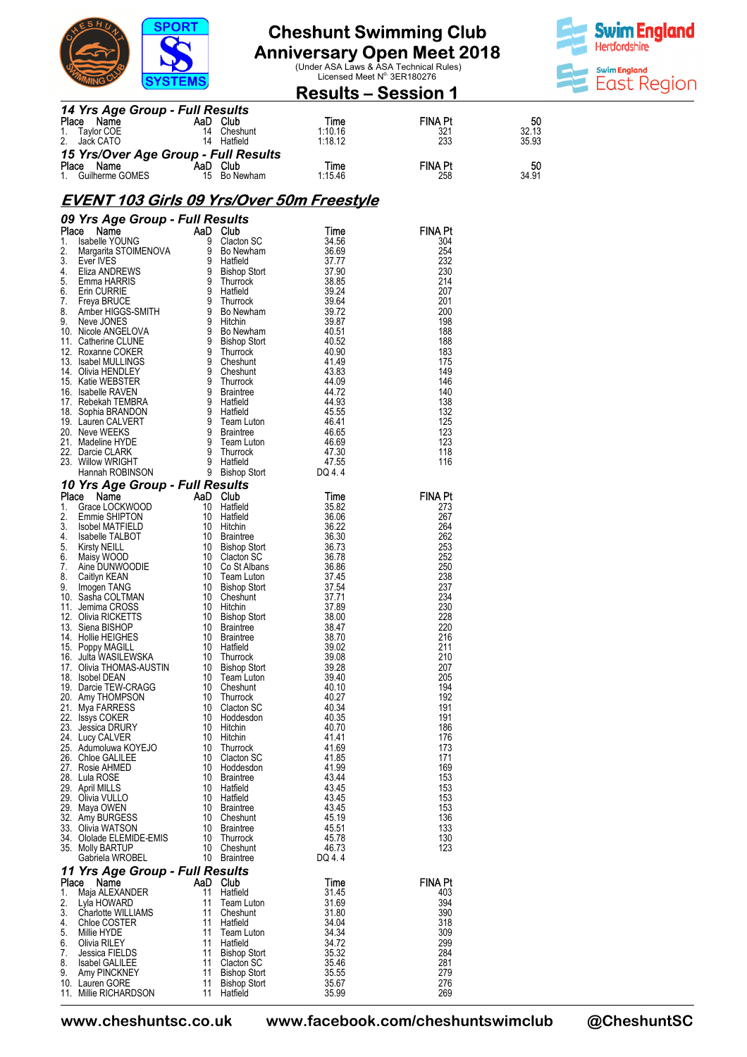# Cheshunt Swimming Club
# Anniversary Open Meet 2018

(Under ASA Laws & ASA Technical Rules)
Licensed Meet N° 3ER180276

## Results – Session 1

### 14 Yrs Age Group - Full Results

| Place | Name | AaD | Club | Time | FINA Pt | 50 |
|---|---|---|---|---|---|---|
| 1. | Taylor COE | 14 | Cheshunt | 1:10.16 | 321 | 32.13 |
| 2. | Jack CATO | 14 | Hatfield | 1:18.12 | 233 | 35.93 |

### 15 Yrs/Over Age Group - Full Results

| Place | Name | AaD | Club | Time | FINA Pt | 50 |
|---|---|---|---|---|---|---|
| 1. | Guilherme GOMES | 15 | Bo Newham | 1:15.46 | 258 | 34.91 |

## EVENT 103 Girls 09 Yrs/Over 50m Freestyle

### 09 Yrs Age Group - Full Results

| Place | Name | AaD | Club | Time | FINA Pt |
|---|---|---|---|---|---|
| 1. | Isabelle YOUNG | 9 | Clacton SC | 34.56 | 304 |
| 2. | Margarita STOIMENOVA | 9 | Bo Newham | 36.69 | 254 |
| 3. | Ever IVES | 9 | Hatfield | 37.77 | 232 |
| 4. | Eliza ANDREWS | 9 | Bishop Stort | 37.90 | 230 |
| 5. | Emma HARRIS | 9 | Thurrock | 38.85 | 214 |
| 6. | Erin CURRIE | 9 | Hatfield | 39.24 | 207 |
| 7. | Freya BRUCE | 9 | Thurrock | 39.64 | 201 |
| 8. | Amber HIGGS-SMITH | 9 | Bo Newham | 39.72 | 200 |
| 9. | Neve JONES | 9 | Hitchin | 39.87 | 198 |
| 10. | Nicole ANGELOVA | 9 | Bo Newham | 40.51 | 188 |
| 11. | Catherine CLUNE | 9 | Bishop Stort | 40.52 | 188 |
| 12. | Roxanne COKER | 9 | Thurrock | 40.90 | 183 |
| 13. | Isabel MULLINGS | 9 | Cheshunt | 41.49 | 175 |
| 14. | Olivia HENDLEY | 9 | Cheshunt | 43.83 | 149 |
| 15. | Katie WEBSTER | 9 | Thurrock | 44.09 | 146 |
| 16. | Isabelle RAVEN | 9 | Braintree | 44.72 | 140 |
| 17. | Rebekah TEMBRA | 9 | Hatfield | 44.93 | 138 |
| 18. | Sophia BRANDON | 9 | Hatfield | 45.55 | 132 |
| 19. | Lauren CALVERT | 9 | Team Luton | 46.41 | 125 |
| 20. | Neve WEEKS | 9 | Braintree | 46.65 | 123 |
| 21. | Madeline HYDE | 9 | Team Luton | 46.69 | 123 |
| 22. | Darcie CLARK | 9 | Thurrock | 47.30 | 118 |
| 23. | Willow WRIGHT | 9 | Hatfield | 47.55 | 116 |
| | Hannah ROBINSON | 9 | Bishop Stort | DQ 4. 4 | |

### 10 Yrs Age Group - Full Results

| Place | Name | AaD | Club | Time | FINA Pt |
|---|---|---|---|---|---|
| 1. | Grace LOCKWOOD | 10 | Hatfield | 35.82 | 273 |
| 2. | Emmie SHIPTON | 10 | Hatfield | 36.06 | 267 |
| 3. | Isobel MATFIELD | 10 | Hitchin | 36.22 | 264 |
| 4. | Isabelle TALBOT | 10 | Braintree | 36.30 | 262 |
| 5. | Kirsty NEILL | 10 | Bishop Stort | 36.73 | 253 |
| 6. | Maisy WOOD | 10 | Clacton SC | 36.78 | 252 |
| 7. | Aine DUNWOODIE | 10 | Co St Albans | 36.86 | 250 |
| 8. | Caitlyn KEAN | 10 | Team Luton | 37.45 | 238 |
| 9. | Imogen TANG | 10 | Bishop Stort | 37.54 | 237 |
| 10. | Sasha COLTMAN | 10 | Cheshunt | 37.71 | 234 |
| 11. | Jemima CROSS | 10 | Hitchin | 37.89 | 230 |
| 12. | Olivia RICKETTS | 10 | Bishop Stort | 38.00 | 228 |
| 13. | Siena BISHOP | 10 | Braintree | 38.47 | 220 |
| 14. | Hollie HEIGHES | 10 | Braintree | 38.70 | 216 |
| 15. | Poppy MAGILL | 10 | Hatfield | 39.02 | 211 |
| 16. | Julta WASILEWSKA | 10 | Thurrock | 39.08 | 210 |
| 17. | Olivia THOMAS-AUSTIN | 10 | Bishop Stort | 39.28 | 207 |
| 18. | Isobel DEAN | 10 | Team Luton | 39.40 | 205 |
| 19. | Darcie TEW-CRAGG | 10 | Cheshunt | 40.10 | 194 |
| 20. | Amy THOMPSON | 10 | Thurrock | 40.27 | 192 |
| 21. | Mya FARRESS | 10 | Clacton SC | 40.34 | 191 |
| 22. | Issys COKER | 10 | Hoddesdon | 40.35 | 191 |
| 23. | Jessica DRURY | 10 | Hitchin | 40.70 | 186 |
| 24. | Lucy CALVER | 10 | Hitchin | 41.41 | 176 |
| 25. | Adumoluwa KOYEJO | 10 | Thurrock | 41.69 | 173 |
| 26. | Chloe GALILEE | 10 | Clacton SC | 41.85 | 171 |
| 27. | Rosie AHMED | 10 | Hoddesdon | 41.99 | 169 |
| 28. | Lula ROSE | 10 | Braintree | 43.44 | 153 |
| 29. | April MILLS | 10 | Hatfield | 43.45 | 153 |
| 29. | Olivia VULLO | 10 | Hatfield | 43.45 | 153 |
| 29. | Maya OWEN | 10 | Braintree | 43.45 | 153 |
| 32. | Amy BURGESS | 10 | Cheshunt | 45.19 | 136 |
| 33. | Olivia WATSON | 10 | Braintree | 45.51 | 133 |
| 34. | Ololade ELEMIDE-EMIS | 10 | Thurrock | 45.78 | 130 |
| 35. | Molly BARTUP | 10 | Cheshunt | 46.73 | 123 |
| | Gabriela WROBEL | 10 | Braintree | DQ 4. 4 | |

### 11 Yrs Age Group - Full Results

| Place | Name | AaD | Club | Time | FINA Pt |
|---|---|---|---|---|---|
| 1. | Maja ALEXANDER | 11 | Hatfield | 31.45 | 403 |
| 2. | Lyla HOWARD | 11 | Team Luton | 31.69 | 394 |
| 3. | Charlotte WILLIAMS | 11 | Cheshunt | 31.80 | 390 |
| 4. | Chloe COSTER | 11 | Hatfield | 34.04 | 318 |
| 5. | Millie HYDE | 11 | Team Luton | 34.34 | 309 |
| 6. | Olivia RILEY | 11 | Hatfield | 34.72 | 299 |
| 7. | Jessica FIELDS | 11 | Bishop Stort | 35.32 | 284 |
| 8. | Isabel GALILEE | 11 | Clacton SC | 35.46 | 281 |
| 9. | Amy PINCKNEY | 11 | Bishop Stort | 35.55 | 279 |
| 10. | Lauren GORE | 11 | Bishop Stort | 35.67 | 276 |
| 11. | Millie RICHARDSON | 11 | Hatfield | 35.99 | 269 |

www.cheshuntsc.co.uk www.facebook.com/cheshuntswimclub @CheshuntSC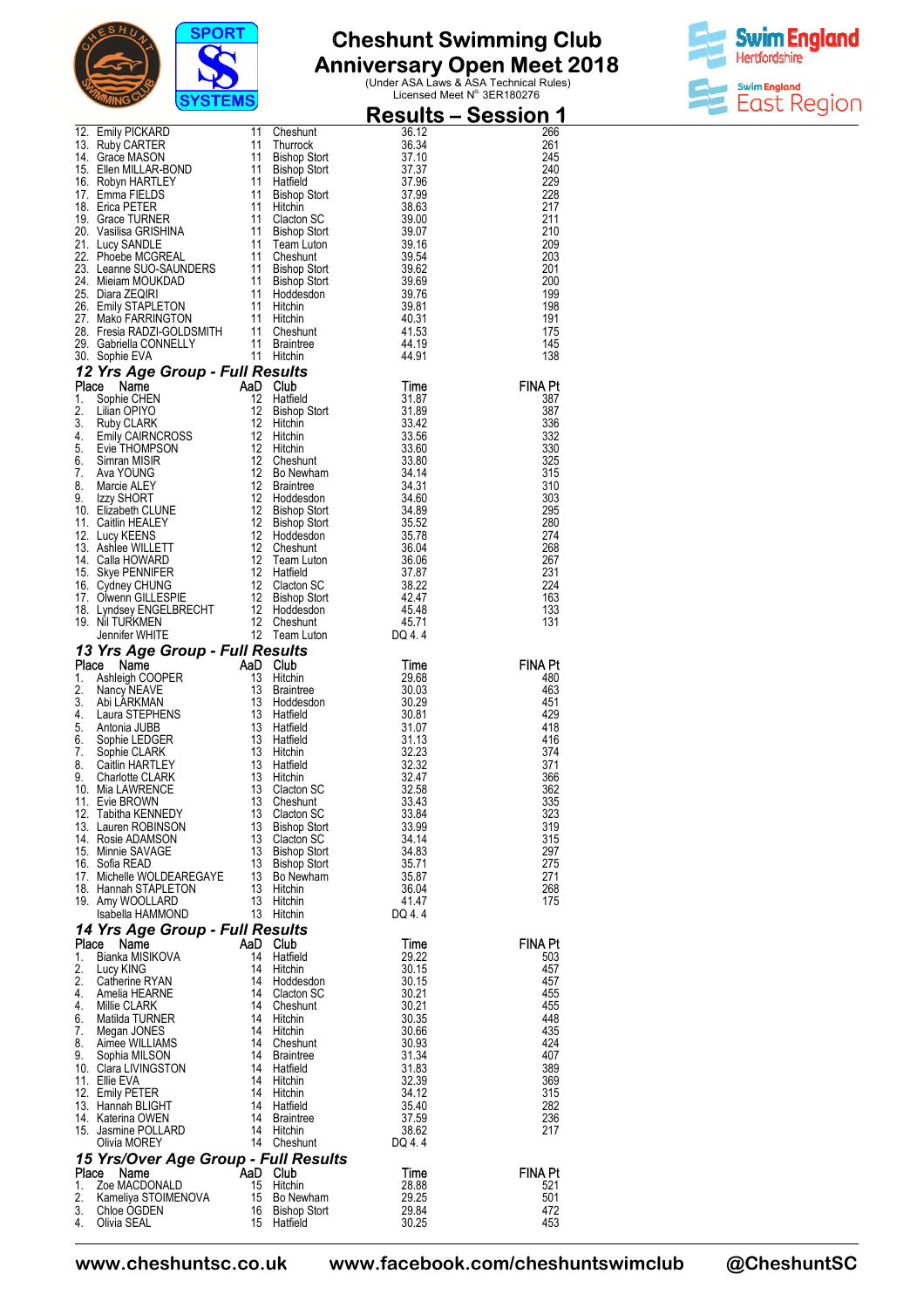# Cheshunt Swimming Club
## Anniversary Open Meet 2018

(Under ASA Laws & ASA Technical Rules)
Licensed Meet N° 3ER180276

## Results – Session 1

| Place | Name | AaD | Club | Time | FINA Pt |
|---|---|---|---|---|---|
| 12. | Emily PICKARD | 11 | Cheshunt | 36.12 | 266 |
| 13. | Ruby CARTER | 11 | Thurrock | 36.34 | 261 |
| 14. | Grace MASON | 11 | Bishop Stort | 37.10 | 245 |
| 15. | Ellen MILLAR-BOND | 11 | Bishop Stort | 37.37 | 240 |
| 16. | Robyn HARTLEY | 11 | Hatfield | 37.96 | 229 |
| 17. | Emma FIELDS | 11 | Bishop Stort | 37.99 | 228 |
| 18. | Erica PETER | 11 | Hitchin | 38.63 | 217 |
| 19. | Grace TURNER | 11 | Clacton SC | 39.00 | 211 |
| 20. | Vasilisa GRISHINA | 11 | Bishop Stort | 39.07 | 210 |
| 21. | Lucy SANDLE | 11 | Team Luton | 39.16 | 209 |
| 22. | Phoebe MCGREAL | 11 | Cheshunt | 39.54 | 203 |
| 23. | Leanne SUO-SAUNDERS | 11 | Bishop Stort | 39.62 | 201 |
| 24. | Mieiam MOUKDAD | 11 | Bishop Stort | 39.69 | 200 |
| 25. | Diara ZEQIRI | 11 | Hoddesdon | 39.76 | 199 |
| 26. | Emily STAPLETON | 11 | Hitchin | 39.81 | 198 |
| 27. | Mako FARRINGTON | 11 | Hitchin | 40.31 | 191 |
| 28. | Fresia RADZI-GOLDSMITH | 11 | Cheshunt | 41.53 | 175 |
| 29. | Gabriella CONNELLY | 11 | Braintree | 44.19 | 145 |
| 30. | Sophie EVA | 11 | Hitchin | 44.91 | 138 |

### 12 Yrs Age Group - Full Results

| Place | Name | AaD | Club | Time | FINA Pt |
|---|---|---|---|---|---|
| 1. | Sophie CHEN | 12 | Hatfield | 31.87 | 387 |
| 2. | Lilian OPIYO | 12 | Bishop Stort | 31.89 | 387 |
| 3. | Ruby CLARK | 12 | Hitchin | 33.42 | 336 |
| 4. | Emily CAIRNCROSS | 12 | Hitchin | 33.56 | 332 |
| 5. | Evie THOMPSON | 12 | Hitchin | 33.60 | 330 |
| 6. | Simran MISIR | 12 | Cheshunt | 33.80 | 325 |
| 7. | Ava YOUNG | 12 | Bo Newham | 34.14 | 315 |
| 8. | Marcie ALEY | 12 | Braintree | 34.31 | 310 |
| 9. | Izzy SHORT | 12 | Hoddesdon | 34.60 | 303 |
| 10. | Elizabeth CLUNE | 12 | Bishop Stort | 34.89 | 295 |
| 11. | Caitlin HEALEY | 12 | Bishop Stort | 35.52 | 280 |
| 12. | Lucy KEENS | 12 | Hoddesdon | 35.78 | 274 |
| 13. | Ashlee WILLETT | 12 | Cheshunt | 36.04 | 268 |
| 14. | Calla HOWARD | 12 | Team Luton | 36.06 | 267 |
| 15. | Skye PENNIFER | 12 | Hatfield | 37.87 | 231 |
| 16. | Cydney CHUNG | 12 | Clacton SC | 38.22 | 224 |
| 17. | Olwenn GILLESPIE | 12 | Bishop Stort | 42.47 | 163 |
| 18. | Lyndsey ENGELBRECHT | 12 | Hoddesdon | 45.48 | 133 |
| 19. | Nil TURKMEN | 12 | Cheshunt | 45.71 | 131 |
| | Jennifer WHITE | 12 | Team Luton | DQ 4. 4 | |

### 13 Yrs Age Group - Full Results

| Place | Name | AaD | Club | Time | FINA Pt |
|---|---|---|---|---|---|
| 1. | Ashleigh COOPER | 13 | Hitchin | 29.68 | 480 |
| 2. | Nancy NEAVE | 13 | Braintree | 30.03 | 463 |
| 3. | Abi LARKMAN | 13 | Hoddesdon | 30.29 | 451 |
| 4. | Laura STEPHENS | 13 | Hatfield | 30.81 | 429 |
| 5. | Antonia JUBB | 13 | Hatfield | 31.07 | 418 |
| 6. | Sophie LEDGER | 13 | Hatfield | 31.13 | 416 |
| 7. | Sophie CLARK | 13 | Hitchin | 32.23 | 374 |
| 8. | Caitlin HARTLEY | 13 | Hatfield | 32.32 | 371 |
| 9. | Charlotte CLARK | 13 | Hitchin | 32.47 | 366 |
| 10. | Mia LAWRENCE | 13 | Clacton SC | 32.58 | 362 |
| 11. | Evie BROWN | 13 | Cheshunt | 33.43 | 335 |
| 12. | Tabitha KENNEDY | 13 | Clacton SC | 33.84 | 323 |
| 13. | Lauren ROBINSON | 13 | Bishop Stort | 33.99 | 319 |
| 14. | Rosie ADAMSON | 13 | Clacton SC | 34.14 | 315 |
| 15. | Minnie SAVAGE | 13 | Bishop Stort | 34.83 | 297 |
| 16. | Sofia READ | 13 | Bishop Stort | 35.71 | 275 |
| 17. | Michelle WOLDEAREGAYE | 13 | Bo Newham | 35.87 | 271 |
| 18. | Hannah STAPLETON | 13 | Hitchin | 36.04 | 268 |
| 19. | Amy WOOLLARD | 13 | Hitchin | 41.47 | 175 |
| | Isabella HAMMOND | 13 | Hitchin | DQ 4. 4 | |

### 14 Yrs Age Group - Full Results

| Place | Name | AaD | Club | Time | FINA Pt |
|---|---|---|---|---|---|
| 1. | Bianka MISIKOVA | 14 | Hatfield | 29.22 | 503 |
| 2. | Lucy KING | 14 | Hitchin | 30.15 | 457 |
| 2. | Catherine RYAN | 14 | Hoddesdon | 30.15 | 457 |
| 4. | Amelia HEARNE | 14 | Clacton SC | 30.21 | 455 |
| 4. | Millie CLARK | 14 | Cheshunt | 30.21 | 455 |
| 6. | Matilda TURNER | 14 | Hitchin | 30.35 | 448 |
| 7. | Megan JONES | 14 | Hitchin | 30.66 | 435 |
| 8. | Aimee WILLIAMS | 14 | Cheshunt | 30.93 | 424 |
| 9. | Sophia MILSON | 14 | Braintree | 31.34 | 407 |
| 10. | Clara LIVINGSTON | 14 | Hatfield | 31.83 | 389 |
| 11. | Ellie EVA | 14 | Hitchin | 32.39 | 369 |
| 12. | Emily PETER | 14 | Hitchin | 34.12 | 315 |
| 13. | Hannah BLIGHT | 14 | Hatfield | 35.40 | 282 |
| 14. | Katerina OWEN | 14 | Braintree | 37.59 | 236 |
| 15. | Jasmine POLLARD | 14 | Hitchin | 38.62 | 217 |
| | Olivia MOREY | 14 | Cheshunt | DQ 4. 4 | |

### 15 Yrs/Over Age Group - Full Results

| Place | Name | AaD | Club | Time | FINA Pt |
|---|---|---|---|---|---|
| 1. | Zoe MACDONALD | 15 | Hitchin | 28.88 | 521 |
| 2. | Kameliya STOIMENOVA | 15 | Bo Newham | 29.25 | 501 |
| 3. | Chloe OGDEN | 16 | Bishop Stort | 29.84 | 472 |
| 4. | Olivia SEAL | 15 | Hatfield | 30.25 | 453 |

www.cheshuntsc.co.uk www.facebook.com/cheshuntswimclub @CheshuntSC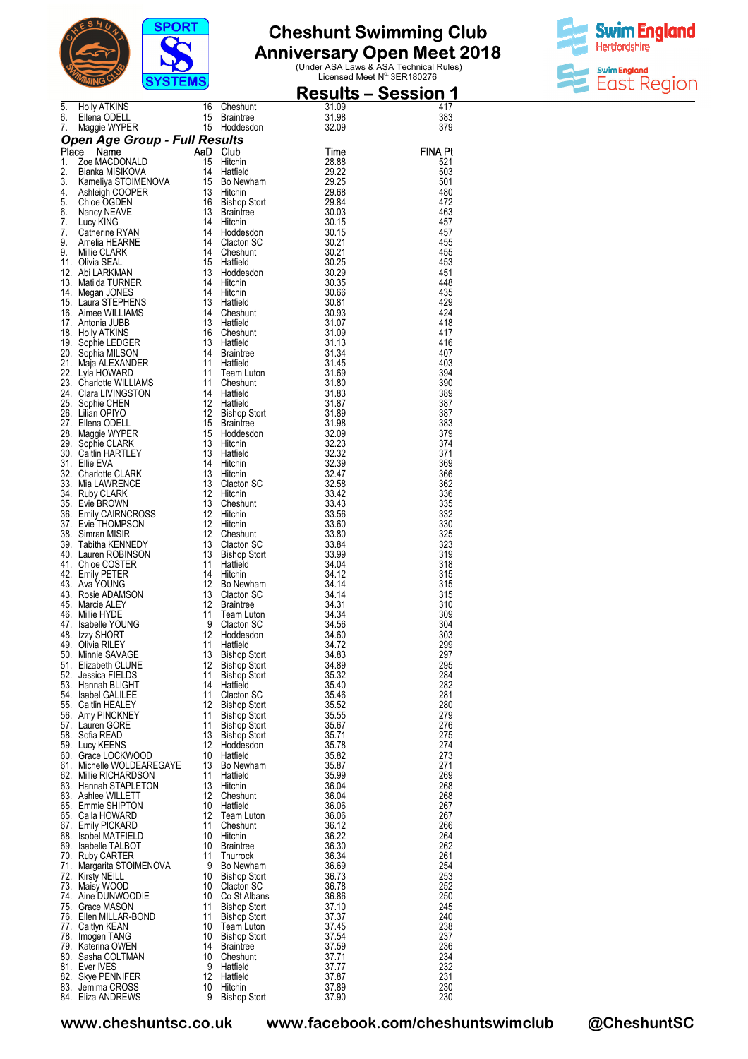# Cheshunt Swimming Club
## Anniversary Open Meet 2018
(Under ASA Laws & ASA Technical Rules)
Licensed Meet N°. 3ER180276

## Results – Session 1

| | | | | | |
|---|---|---|---|---|---|
| 5. | Holly ATKINS | 16 | Cheshunt | 31.09 | 417 |
| 6. | Ellena ODELL | 15 | Braintree | 31.98 | 383 |
| 7. | Maggie WYPER | 15 | Hoddesdon | 32.09 | 379 |

### *Open Age Group - Full Results*

| Place | Name | AaD | Club | Time | FINA Pt |
|---|---|---|---|---|---|
| 1. | Zoe MACDONALD | 15 | Hitchin | 28.88 | 521 |
| 2. | Bianka MISIKOVA | 14 | Hatfield | 29.22 | 503 |
| 3. | Kameliya STOIMENOVA | 15 | Bo Newham | 29.25 | 501 |
| 4. | Ashleigh COOPER | 13 | Hitchin | 29.68 | 480 |
| 5. | Chloe OGDEN | 16 | Bishop Stort | 29.84 | 472 |
| 6. | Nancy NEAVE | 13 | Braintree | 30.03 | 463 |
| 7. | Lucy KING | 14 | Hitchin | 30.15 | 457 |
| 7. | Catherine RYAN | 14 | Hoddesdon | 30.15 | 457 |
| 9. | Amelia HEARNE | 14 | Clacton SC | 30.21 | 455 |
| 9. | Millie CLARK | 14 | Cheshunt | 30.21 | 455 |
| 11. | Olivia SEAL | 15 | Hatfield | 30.25 | 453 |
| 12. | Abi LARKMAN | 13 | Hoddesdon | 30.29 | 451 |
| 13. | Matilda TURNER | 14 | Hitchin | 30.35 | 448 |
| 14. | Megan JONES | 14 | Hitchin | 30.66 | 435 |
| 15. | Laura STEPHENS | 13 | Hatfield | 30.81 | 429 |
| 16. | Aimee WILLIAMS | 14 | Cheshunt | 30.93 | 424 |
| 17. | Antonia JUBB | 13 | Hatfield | 31.07 | 418 |
| 18. | Holly ATKINS | 16 | Cheshunt | 31.09 | 417 |
| 19. | Sophie LEDGER | 13 | Hatfield | 31.13 | 416 |
| 20. | Sophia MILSON | 14 | Braintree | 31.34 | 407 |
| 21. | Maja ALEXANDER | 11 | Hatfield | 31.45 | 403 |
| 22. | Lyla HOWARD | 11 | Team Luton | 31.69 | 394 |
| 23. | Charlotte WILLIAMS | 11 | Cheshunt | 31.80 | 390 |
| 24. | Clara LIVINGSTON | 14 | Hatfield | 31.83 | 389 |
| 25. | Sophie CHEN | 12 | Hatfield | 31.87 | 387 |
| 26. | Lilian OPIYO | 12 | Bishop Stort | 31.89 | 387 |
| 27. | Ellena ODELL | 15 | Braintree | 31.98 | 383 |
| 28. | Maggie WYPER | 15 | Hoddesdon | 32.09 | 379 |
| 29. | Sophie CLARK | 13 | Hitchin | 32.23 | 374 |
| 30. | Caitlin HARTLEY | 13 | Hatfield | 32.32 | 371 |
| 31. | Ellie EVA | 14 | Hitchin | 32.39 | 369 |
| 32. | Charlotte CLARK | 13 | Hitchin | 32.47 | 366 |
| 33. | Mia LAWRENCE | 13 | Clacton SC | 32.58 | 362 |
| 34. | Ruby CLARK | 12 | Hitchin | 33.42 | 336 |
| 35. | Evie BROWN | 13 | Cheshunt | 33.43 | 335 |
| 36. | Emily CAIRNCROSS | 12 | Hitchin | 33.56 | 332 |
| 37. | Evie THOMPSON | 12 | Hitchin | 33.60 | 330 |
| 38. | Simran MISIR | 12 | Cheshunt | 33.80 | 325 |
| 39. | Tabitha KENNEDY | 13 | Clacton SC | 33.84 | 323 |
| 40. | Lauren ROBINSON | 13 | Bishop Stort | 33.99 | 319 |
| 41. | Chloe COSTER | 11 | Hatfield | 34.04 | 318 |
| 42. | Emily PETER | 14 | Hitchin | 34.12 | 315 |
| 43. | Ava YOUNG | 12 | Bo Newham | 34.14 | 315 |
| 43. | Rosie ADAMSON | 13 | Clacton SC | 34.14 | 315 |
| 45. | Marcie ALEY | 12 | Braintree | 34.31 | 310 |
| 46. | Millie HYDE | 11 | Team Luton | 34.34 | 309 |
| 47. | Isabelle YOUNG | 9 | Clacton SC | 34.56 | 304 |
| 48. | Izzy SHORT | 12 | Hoddesdon | 34.60 | 303 |
| 49. | Olivia RILEY | 11 | Hatfield | 34.72 | 299 |
| 50. | Minnie SAVAGE | 13 | Bishop Stort | 34.83 | 297 |
| 51. | Elizabeth CLUNE | 12 | Bishop Stort | 34.89 | 295 |
| 52. | Jessica FIELDS | 11 | Bishop Stort | 35.32 | 284 |
| 53. | Hannah BLIGHT | 14 | Hatfield | 35.40 | 282 |
| 54. | Isabel GALILEE | 11 | Clacton SC | 35.46 | 281 |
| 55. | Caitlin HEALEY | 12 | Bishop Stort | 35.52 | 280 |
| 56. | Amy PINCKNEY | 11 | Bishop Stort | 35.55 | 279 |
| 57. | Lauren GORE | 11 | Bishop Stort | 35.67 | 276 |
| 58. | Sofia READ | 13 | Bishop Stort | 35.71 | 275 |
| 59. | Lucy KEENS | 12 | Hoddesdon | 35.78 | 274 |
| 60. | Grace LOCKWOOD | 10 | Hatfield | 35.82 | 273 |
| 61. | Michelle WOLDEAREGAYE | 13 | Bo Newham | 35.87 | 271 |
| 62. | Millie RICHARDSON | 11 | Hatfield | 35.99 | 269 |
| 63. | Hannah STAPLETON | 13 | Hitchin | 36.04 | 268 |
| 63. | Ashlee WILLETT | 12 | Cheshunt | 36.04 | 268 |
| 65. | Emmie SHIPTON | 10 | Hatfield | 36.06 | 267 |
| 65. | Calla HOWARD | 12 | Team Luton | 36.06 | 267 |
| 67. | Emily PICKARD | 11 | Cheshunt | 36.12 | 266 |
| 68. | Isobel MATFIELD | 10 | Hitchin | 36.22 | 264 |
| 69. | Isabelle TALBOT | 10 | Braintree | 36.30 | 262 |
| 70. | Ruby CARTER | 11 | Thurrock | 36.34 | 261 |
| 71. | Margarita STOIMENOVA | 9 | Bo Newham | 36.69 | 254 |
| 72. | Kirsty NEILL | 10 | Bishop Stort | 36.73 | 253 |
| 73. | Maisy WOOD | 10 | Clacton SC | 36.78 | 252 |
| 74. | Aine DUNWOODIE | 10 | Co St Albans | 36.86 | 250 |
| 75. | Grace MASON | 11 | Bishop Stort | 37.10 | 245 |
| 76. | Ellen MILLAR-BOND | 11 | Bishop Stort | 37.37 | 240 |
| 77. | Caitlyn KEAN | 10 | Team Luton | 37.45 | 238 |
| 78. | Imogen TANG | 10 | Bishop Stort | 37.54 | 237 |
| 79. | Katerina OWEN | 14 | Braintree | 37.59 | 236 |
| 80. | Sasha COLTMAN | 10 | Cheshunt | 37.71 | 234 |
| 81. | Ever IVES | 9 | Hatfield | 37.77 | 232 |
| 82. | Skye PENNIFER | 12 | Hatfield | 37.87 | 231 |
| 83. | Jemima CROSS | 10 | Hitchin | 37.89 | 230 |
| 84. | Eliza ANDREWS | 9 | Bishop Stort | 37.90 | 230 |

www.cheshuntsc.co.uk www.facebook.com/cheshuntswimclub @CheshuntSC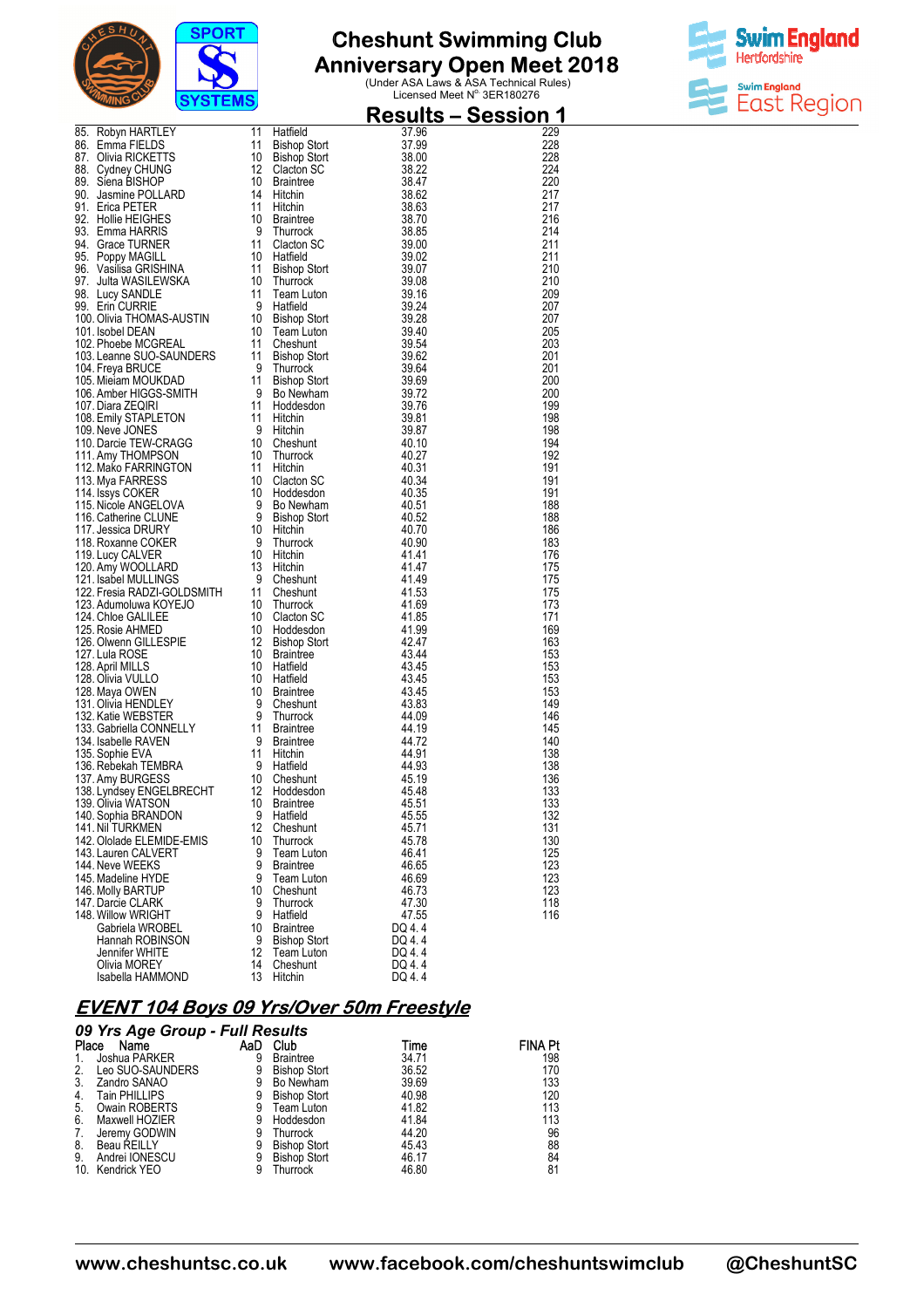# Cheshunt Swimming Club
## Anniversary Open Meet 2018
(Under ASA Laws & ASA Technical Rules)
Licensed Meet N° 3ER180276

## Results – Session 1

| | | | | |
|---|---|---|---|---|
| 85. Robyn HARTLEY | 11 | Hatfield | 37.96 | 229 |
| 86. Emma FIELDS | 11 | Bishop Stort | 37.99 | 228 |
| 87. Olivia RICKETTS | 10 | Bishop Stort | 38.00 | 228 |
| 88. Cydney CHUNG | 12 | Clacton SC | 38.22 | 224 |
| 89. Siena BISHOP | 10 | Braintree | 38.47 | 220 |
| 90. Jasmine POLLARD | 14 | Hitchin | 38.62 | 217 |
| 91. Erica PETER | 11 | Hitchin | 38.63 | 217 |
| 92. Hollie HEIGHES | 10 | Braintree | 38.70 | 216 |
| 93. Emma HARRIS | 9 | Thurrock | 38.85 | 214 |
| 94. Grace TURNER | 11 | Clacton SC | 39.00 | 211 |
| 95. Poppy MAGILL | 10 | Hatfield | 39.02 | 211 |
| 96. Vasilisa GRISHINA | 11 | Bishop Stort | 39.07 | 210 |
| 97. Julta WASILEWSKA | 10 | Thurrock | 39.08 | 210 |
| 98. Lucy SANDLE | 11 | Team Luton | 39.16 | 209 |
| 99. Erin CURRIE | 9 | Hatfield | 39.24 | 207 |
| 100. Olivia THOMAS-AUSTIN | 10 | Bishop Stort | 39.28 | 207 |
| 101. Isobel DEAN | 10 | Team Luton | 39.40 | 205 |
| 102. Phoebe MCGREAL | 11 | Cheshunt | 39.54 | 203 |
| 103. Leanne SUO-SAUNDERS | 11 | Bishop Stort | 39.62 | 201 |
| 104. Freya BRUCE | 9 | Thurrock | 39.64 | 201 |
| 105. Mieiam MOUKDAD | 11 | Bishop Stort | 39.69 | 200 |
| 106. Amber HIGGS-SMITH | 9 | Bo Newham | 39.72 | 200 |
| 107. Diara ZEQIRI | 11 | Hoddesdon | 39.76 | 199 |
| 108. Emily STAPLETON | 11 | Hitchin | 39.81 | 198 |
| 109. Neve JONES | 9 | Hitchin | 39.87 | 198 |
| 110. Darcie TEW-CRAGG | 10 | Cheshunt | 40.10 | 194 |
| 111. Amy THOMPSON | 10 | Thurrock | 40.27 | 192 |
| 112. Mako FARRINGTON | 11 | Hitchin | 40.31 | 191 |
| 113. Mya FARRESS | 10 | Clacton SC | 40.34 | 191 |
| 114. Issys COKER | 10 | Hoddesdon | 40.35 | 191 |
| 115. Nicole ANGELOVA | 9 | Bo Newham | 40.51 | 188 |
| 116. Catherine CLUNE | 9 | Bishop Stort | 40.52 | 188 |
| 117. Jessica DRURY | 10 | Hitchin | 40.70 | 186 |
| 118. Roxanne COKER | 9 | Thurrock | 40.90 | 183 |
| 119. Lucy CALVER | 10 | Hitchin | 41.41 | 176 |
| 120. Amy WOOLLARD | 13 | Hitchin | 41.47 | 175 |
| 121. Isabel MULLINGS | 9 | Cheshunt | 41.49 | 175 |
| 122. Fresia RADZI-GOLDSMITH | 11 | Cheshunt | 41.53 | 175 |
| 123. Adumoluwa KOYEJO | 10 | Thurrock | 41.69 | 173 |
| 124. Chloe GALILEE | 10 | Clacton SC | 41.85 | 171 |
| 125. Rosie AHMED | 10 | Hoddesdon | 41.99 | 169 |
| 126. Olwenn GILLESPIE | 12 | Bishop Stort | 42.47 | 163 |
| 127. Lula ROSE | 10 | Braintree | 43.44 | 153 |
| 128. April MILLS | 10 | Hatfield | 43.45 | 153 |
| 128. Olivia VULLO | 10 | Hatfield | 43.45 | 153 |
| 128. Maya OWEN | 10 | Braintree | 43.45 | 153 |
| 131. Olivia HENDLEY | 9 | Cheshunt | 43.83 | 149 |
| 132. Katie WEBSTER | 9 | Thurrock | 44.09 | 146 |
| 133. Gabriella CONNELLY | 11 | Braintree | 44.19 | 145 |
| 134. Isabelle RAVEN | 9 | Braintree | 44.72 | 140 |
| 135. Sophie EVA | 11 | Hitchin | 44.91 | 138 |
| 136. Rebekah TEMBRA | 9 | Hatfield | 44.93 | 138 |
| 137. Amy BURGESS | 10 | Cheshunt | 45.19 | 136 |
| 138. Lyndsey ENGELBRECHT | 12 | Hoddesdon | 45.48 | 133 |
| 139. Olivia WATSON | 10 | Braintree | 45.51 | 133 |
| 140. Sophia BRANDON | 9 | Hatfield | 45.55 | 132 |
| 141. Nil TURKMEN | 12 | Cheshunt | 45.71 | 131 |
| 142. Ololade ELEMIDE-EMIS | 10 | Thurrock | 45.78 | 130 |
| 143. Lauren CALVERT | 9 | Team Luton | 46.41 | 125 |
| 144. Neve WEEKS | 9 | Braintree | 46.65 | 123 |
| 145. Madeline HYDE | 9 | Team Luton | 46.69 | 123 |
| 146. Molly BARTUP | 10 | Cheshunt | 46.73 | 123 |
| 147. Darcie CLARK | 9 | Thurrock | 47.30 | 118 |
| 148. Willow WRIGHT | 9 | Hatfield | 47.55 | 116 |
| Gabriela WROBEL | 10 | Braintree | DQ 4. 4 | |
| Hannah ROBINSON | 9 | Bishop Stort | DQ 4. 4 | |
| Jennifer WHITE | 12 | Team Luton | DQ 4. 4 | |
| Olivia MOREY | 14 | Cheshunt | DQ 4. 4 | |
| Isabella HAMMOND | 13 | Hitchin | DQ 4. 4 | |

## *EVENT 104 Boys 09 Yrs/Over 50m Freestyle*

### *09 Yrs Age Group - Full Results*

| Place | Name | AaD | Club | Time | FINA Pt |
|---|---|---|---|---|---|
| 1. | Joshua PARKER | 9 | Braintree | 34.71 | 198 |
| 2. | Leo SUO-SAUNDERS | 9 | Bishop Stort | 36.52 | 170 |
| 3. | Zandro SANAO | 9 | Bo Newham | 39.69 | 133 |
| 4. | Tain PHILLIPS | 9 | Bishop Stort | 40.98 | 120 |
| 5. | Owain ROBERTS | 9 | Team Luton | 41.82 | 113 |
| 6. | Maxwell HOZIER | 9 | Hoddesdon | 41.84 | 113 |
| 7. | Jeremy GODWIN | 9 | Thurrock | 44.20 | 96 |
| 8. | Beau REILLY | 9 | Bishop Stort | 45.43 | 88 |
| 9. | Andrei IONESCU | 9 | Bishop Stort | 46.17 | 84 |
| 10. | Kendrick YEO | 9 | Thurrock | 46.80 | 81 |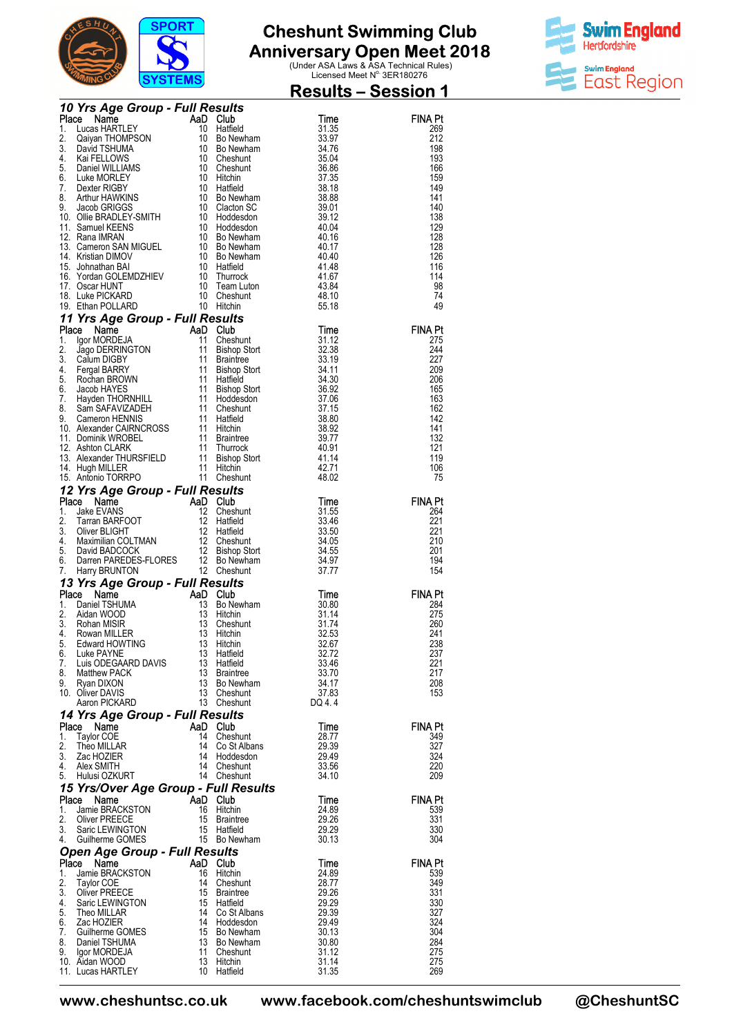# Cheshunt Swimming Club
# Anniversary Open Meet 2018

(Under ASA Laws & ASA Technical Rules)
Licensed Meet N° 3ER180276

## Results – Session 1

### 10 Yrs Age Group - Full Results

| Place | Name | AaD | Club | Time | FINA Pt |
|---|---|---|---|---|---|
| 1. | Lucas HARTLEY | 10 | Hatfield | 31.35 | 269 |
| 2. | Qaiyan THOMPSON | 10 | Bo Newham | 33.97 | 212 |
| 3. | David TSHUMA | 10 | Bo Newham | 34.76 | 198 |
| 4. | Kai FELLOWS | 10 | Cheshunt | 35.04 | 193 |
| 5. | Daniel WILLIAMS | 10 | Cheshunt | 36.86 | 166 |
| 6. | Luke MORLEY | 10 | Hitchin | 37.35 | 159 |
| 7. | Dexter RIGBY | 10 | Hatfield | 38.18 | 149 |
| 8. | Arthur HAWKINS | 10 | Bo Newham | 38.88 | 141 |
| 9. | Jacob GRIGGS | 10 | Clacton SC | 39.01 | 140 |
| 10. | Ollie BRADLEY-SMITH | 10 | Hoddesdon | 39.12 | 138 |
| 11. | Samuel KEENS | 10 | Hoddesdon | 40.04 | 129 |
| 12. | Rana IMRAN | 10 | Bo Newham | 40.16 | 128 |
| 13. | Cameron SAN MIGUEL | 10 | Bo Newham | 40.17 | 128 |
| 14. | Kristian DIMOV | 10 | Bo Newham | 40.40 | 126 |
| 15. | Johnathan BAI | 10 | Hatfield | 41.48 | 116 |
| 16. | Yordan GOLEMDZHIEV | 10 | Thurrock | 41.67 | 114 |
| 17. | Oscar HUNT | 10 | Team Luton | 43.84 | 98 |
| 18. | Luke PICKARD | 10 | Cheshunt | 48.10 | 74 |
| 19. | Ethan POLLARD | 10 | Hitchin | 55.18 | 49 |

### 11 Yrs Age Group - Full Results

| Place | Name | AaD | Club | Time | FINA Pt |
|---|---|---|---|---|---|
| 1. | Igor MORDEJA | 11 | Cheshunt | 31.12 | 275 |
| 2. | Jago DERRINGTON | 11 | Bishop Stort | 32.38 | 244 |
| 3. | Calum DIGBY | 11 | Braintree | 33.19 | 227 |
| 4. | Fergal BARRY | 11 | Bishop Stort | 34.11 | 209 |
| 5. | Rochan BROWN | 11 | Hatfield | 34.30 | 206 |
| 6. | Jacob HAYES | 11 | Bishop Stort | 36.92 | 165 |
| 7. | Hayden THORNHILL | 11 | Hoddesdon | 37.06 | 163 |
| 8. | Sam SAFAVIZADEH | 11 | Cheshunt | 37.15 | 162 |
| 9. | Cameron HENNIS | 11 | Hatfield | 38.80 | 142 |
| 10. | Alexander CAIRNCROSS | 11 | Hitchin | 38.92 | 141 |
| 11. | Dominik WROBEL | 11 | Braintree | 39.77 | 132 |
| 12. | Ashton CLARK | 11 | Thurrock | 40.91 | 121 |
| 13. | Alexander THURSFIELD | 11 | Bishop Stort | 41.14 | 119 |
| 14. | Hugh MILLER | 11 | Hitchin | 42.71 | 106 |
| 15. | Antonio TORRPO | 11 | Cheshunt | 48.02 | 75 |

### 12 Yrs Age Group - Full Results

| Place | Name | AaD | Club | Time | FINA Pt |
|---|---|---|---|---|---|
| 1. | Jake EVANS | 12 | Cheshunt | 31.55 | 264 |
| 2. | Tarran BARFOOT | 12 | Hatfield | 33.46 | 221 |
| 3. | Oliver BLIGHT | 12 | Hatfield | 33.50 | 221 |
| 4. | Maximilian COLTMAN | 12 | Cheshunt | 34.05 | 210 |
| 5. | David BADCOCK | 12 | Bishop Stort | 34.55 | 201 |
| 6. | Darren PAREDES-FLORES | 12 | Bo Newham | 34.97 | 194 |
| 7. | Harry BRUNTON | 12 | Cheshunt | 37.77 | 154 |

### 13 Yrs Age Group - Full Results

| Place | Name | AaD | Club | Time | FINA Pt |
|---|---|---|---|---|---|
| 1. | Daniel TSHUMA | 13 | Bo Newham | 30.80 | 284 |
| 2. | Aidan WOOD | 13 | Hitchin | 31.14 | 275 |
| 3. | Rohan MISIR | 13 | Cheshunt | 31.74 | 260 |
| 4. | Rowan MILLER | 13 | Hitchin | 32.53 | 241 |
| 5. | Edward HOWTING | 13 | Hitchin | 32.67 | 238 |
| 6. | Luke PAYNE | 13 | Hatfield | 32.72 | 237 |
| 7. | Luis ODEGAARD DAVIS | 13 | Hatfield | 33.46 | 221 |
| 8. | Matthew PACK | 13 | Braintree | 33.70 | 217 |
| 9. | Ryan DIXON | 13 | Bo Newham | 34.17 | 208 |
| 10. | Oliver DAVIS | 13 | Cheshunt | 37.83 | 153 |
| | Aaron PICKARD | 13 | Cheshunt | DQ 4. 4 | |

### 14 Yrs Age Group - Full Results

| Place | Name | AaD | Club | Time | FINA Pt |
|---|---|---|---|---|---|
| 1. | Taylor COE | 14 | Cheshunt | 28.77 | 349 |
| 2. | Theo MILLAR | 14 | Co St Albans | 29.39 | 327 |
| 3. | Zac HOZIER | 14 | Hoddesdon | 29.49 | 324 |
| 4. | Alex SMITH | 14 | Cheshunt | 33.56 | 220 |
| 5. | Hulusi OZKURT | 14 | Cheshunt | 34.10 | 209 |

### 15 Yrs/Over Age Group - Full Results

| Place | Name | AaD | Club | Time | FINA Pt |
|---|---|---|---|---|---|
| 1. | Jamie BRACKSTON | 16 | Hitchin | 24.89 | 539 |
| 2. | Oliver PREECE | 15 | Braintree | 29.26 | 331 |
| 3. | Saric LEWINGTON | 15 | Hatfield | 29.29 | 330 |
| 4. | Guilherme GOMES | 15 | Bo Newham | 30.13 | 304 |

### Open Age Group - Full Results

| Place | Name | AaD | Club | Time | FINA Pt |
|---|---|---|---|---|---|
| 1. | Jamie BRACKSTON | 16 | Hitchin | 24.89 | 539 |
| 2. | Taylor COE | 14 | Cheshunt | 28.77 | 349 |
| 3. | Oliver PREECE | 15 | Braintree | 29.26 | 331 |
| 4. | Saric LEWINGTON | 15 | Hatfield | 29.29 | 330 |
| 5. | Theo MILLAR | 14 | Co St Albans | 29.39 | 327 |
| 6. | Zac HOZIER | 14 | Hoddesdon | 29.49 | 324 |
| 7. | Guilherme GOMES | 15 | Bo Newham | 30.13 | 304 |
| 8. | Daniel TSHUMA | 13 | Bo Newham | 30.80 | 284 |
| 9. | Igor MORDEJA | 11 | Cheshunt | 31.12 | 275 |
| 10. | Aidan WOOD | 13 | Hitchin | 31.14 | 275 |
| 11. | Lucas HARTLEY | 10 | Hatfield | 31.35 | 269 |

www.cheshuntsc.co.uk www.facebook.com/cheshuntswimclub @CheshuntSC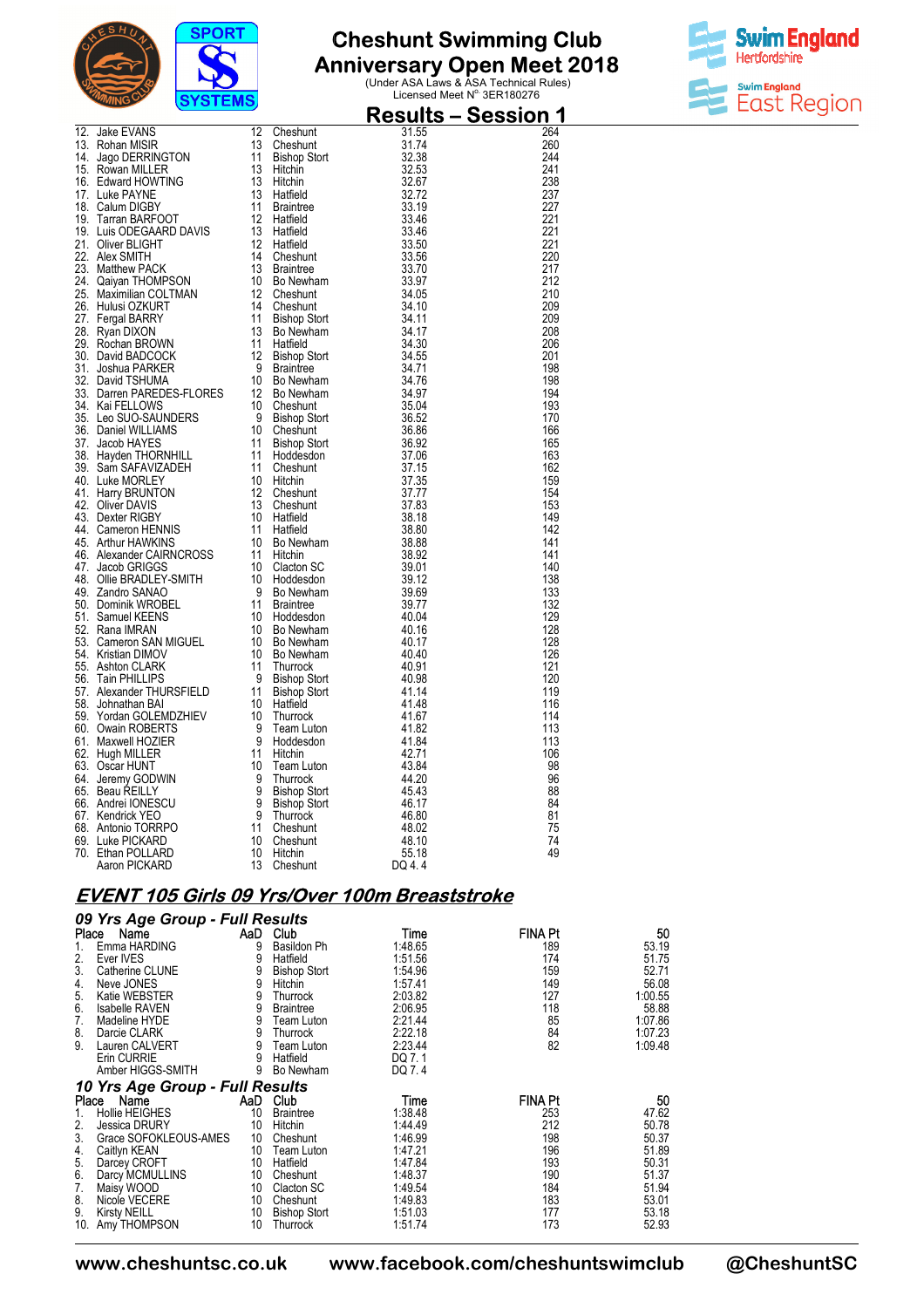# Cheshunt Swimming Club
## Anniversary Open Meet 2018
(Under ASA Laws & ASA Technical Rules)
Licensed Meet N° 3ER180276

## Results – Session 1

| Place | Name | AaD | Club | Time | FINA Pt |
|---|---|---|---|---|---|
| 12. | Jake EVANS | 12 | Cheshunt | 31.55 | 264 |
| 13. | Rohan MISIR | 13 | Cheshunt | 31.74 | 260 |
| 14. | Jago DERRINGTON | 11 | Bishop Stort | 32.38 | 244 |
| 15. | Rowan MILLER | 13 | Hitchin | 32.53 | 241 |
| 16. | Edward HOWTING | 13 | Hitchin | 32.67 | 238 |
| 17. | Luke PAYNE | 13 | Hatfield | 32.72 | 237 |
| 18. | Calum DIGBY | 11 | Braintree | 33.19 | 227 |
| 19. | Tarran BARFOOT | 12 | Hatfield | 33.46 | 221 |
| 19. | Luis ODEGAARD DAVIS | 13 | Hatfield | 33.46 | 221 |
| 21. | Oliver BLIGHT | 12 | Hatfield | 33.50 | 221 |
| 22. | Alex SMITH | 14 | Cheshunt | 33.56 | 220 |
| 23. | Matthew PACK | 13 | Braintree | 33.70 | 217 |
| 24. | Qaiyan THOMPSON | 10 | Bo Newham | 33.97 | 212 |
| 25. | Maximilian COLTMAN | 12 | Cheshunt | 34.05 | 210 |
| 26. | Hulusi OZKURT | 14 | Cheshunt | 34.10 | 209 |
| 27. | Fergal BARRY | 11 | Bishop Stort | 34.11 | 209 |
| 28. | Ryan DIXON | 13 | Bo Newham | 34.17 | 208 |
| 29. | Rochan BROWN | 11 | Hatfield | 34.30 | 206 |
| 30. | David BADCOCK | 12 | Bishop Stort | 34.55 | 201 |
| 31. | Joshua PARKER | 9 | Braintree | 34.71 | 198 |
| 32. | David TSHUMA | 10 | Bo Newham | 34.76 | 198 |
| 33. | Darren PAREDES-FLORES | 12 | Bo Newham | 34.97 | 194 |
| 34. | Kai FELLOWS | 10 | Cheshunt | 35.04 | 193 |
| 35. | Leo SUO-SAUNDERS | 9 | Bishop Stort | 36.52 | 170 |
| 36. | Daniel WILLIAMS | 10 | Cheshunt | 36.86 | 166 |
| 37. | Jacob HAYES | 11 | Bishop Stort | 36.92 | 165 |
| 38. | Hayden THORNHILL | 11 | Hoddesdon | 37.06 | 163 |
| 39. | Sam SAFAVIZADEH | 11 | Cheshunt | 37.15 | 162 |
| 40. | Luke MORLEY | 10 | Hitchin | 37.35 | 159 |
| 41. | Harry BRUNTON | 12 | Cheshunt | 37.77 | 154 |
| 42. | Oliver DAVIS | 13 | Cheshunt | 37.83 | 153 |
| 43. | Dexter RIGBY | 10 | Hatfield | 38.18 | 149 |
| 44. | Cameron HENNIS | 11 | Hatfield | 38.80 | 142 |
| 45. | Arthur HAWKINS | 10 | Bo Newham | 38.88 | 141 |
| 46. | Alexander CAIRNCROSS | 11 | Hitchin | 38.92 | 141 |
| 47. | Jacob GRIGGS | 10 | Clacton SC | 39.01 | 140 |
| 48. | Ollie BRADLEY-SMITH | 10 | Hoddesdon | 39.12 | 138 |
| 49. | Zandro SANAO | 9 | Bo Newham | 39.69 | 133 |
| 50. | Dominik WROBEL | 11 | Braintree | 39.77 | 132 |
| 51. | Samuel KEENS | 10 | Hoddesdon | 40.04 | 129 |
| 52. | Rana IMRAN | 10 | Bo Newham | 40.16 | 128 |
| 53. | Cameron SAN MIGUEL | 10 | Bo Newham | 40.17 | 128 |
| 54. | Kristian DIMOV | 10 | Bo Newham | 40.40 | 126 |
| 55. | Ashton CLARK | 11 | Thurrock | 40.91 | 121 |
| 56. | Tain PHILLIPS | 9 | Bishop Stort | 40.98 | 120 |
| 57. | Alexander THURSFIELD | 11 | Bishop Stort | 41.14 | 119 |
| 58. | Johnathan BAI | 10 | Hatfield | 41.48 | 116 |
| 59. | Yordan GOLEMDZHIEV | 10 | Thurrock | 41.67 | 114 |
| 60. | Owain ROBERTS | 9 | Team Luton | 41.82 | 113 |
| 61. | Maxwell HOZIER | 9 | Hoddesdon | 41.84 | 113 |
| 62. | Hugh MILLER | 11 | Hitchin | 42.71 | 106 |
| 63. | Oscar HUNT | 10 | Team Luton | 43.84 | 98 |
| 64. | Jeremy GODWIN | 9 | Thurrock | 44.20 | 96 |
| 65. | Beau REILLY | 9 | Bishop Stort | 45.43 | 88 |
| 66. | Andrei IONESCU | 9 | Bishop Stort | 46.17 | 84 |
| 67. | Kendrick YEO | 9 | Thurrock | 46.80 | 81 |
| 68. | Antonio TORRPO | 11 | Cheshunt | 48.02 | 75 |
| 69. | Luke PICKARD | 10 | Cheshunt | 48.10 | 74 |
| 70. | Ethan POLLARD | 10 | Hitchin | 55.18 | 49 |
| | Aaron PICKARD | 13 | Cheshunt | DQ 4. 4 | |

## *EVENT 105 Girls 09 Yrs/Over 100m Breaststroke*

### *09 Yrs Age Group - Full Results*

| Place | Name | AaD | Club | Time | FINA Pt | 50 |
|---|---|---|---|---|---|---|
| 1. | Emma HARDING | 9 | Basildon Ph | 1:48.65 | 189 | 53.19 |
| 2. | Ever IVES | 9 | Hatfield | 1:51.56 | 174 | 51.75 |
| 3. | Catherine CLUNE | 9 | Bishop Stort | 1:54.96 | 159 | 52.71 |
| 4. | Neve JONES | 9 | Hitchin | 1:57.41 | 149 | 56.08 |
| 5. | Katie WEBSTER | 9 | Thurrock | 2:03.82 | 127 | 1:00.55 |
| 6. | Isabelle RAVEN | 9 | Braintree | 2:06.95 | 118 | 58.88 |
| 7. | Madeline HYDE | 9 | Team Luton | 2:21.44 | 85 | 1:07.86 |
| 8. | Darcie CLARK | 9 | Thurrock | 2:22.18 | 84 | 1:07.23 |
| 9. | Lauren CALVERT | 9 | Team Luton | 2:23.44 | 82 | 1:09.48 |
| | Erin CURRIE | 9 | Hatfield | DQ 7. 1 | | |
| | Amber HIGGS-SMITH | 9 | Bo Newham | DQ 7. 4 | | |

### *10 Yrs Age Group - Full Results*

| Place | Name | AaD | Club | Time | FINA Pt | 50 |
|---|---|---|---|---|---|---|
| 1. | Hollie HEIGHES | 10 | Braintree | 1:38.48 | 253 | 47.62 |
| 2. | Jessica DRURY | 10 | Hitchin | 1:44.49 | 212 | 50.78 |
| 3. | Grace SOFOKLEOUS-AMES | 10 | Cheshunt | 1:46.99 | 198 | 50.37 |
| 4. | Caitlyn KEAN | 10 | Team Luton | 1:47.21 | 196 | 51.89 |
| 5. | Darcey CROFT | 10 | Hatfield | 1:47.84 | 193 | 50.31 |
| 6. | Darcy MCMULLINS | 10 | Cheshunt | 1:48.37 | 190 | 51.37 |
| 7. | Maisy WOOD | 10 | Clacton SC | 1:49.54 | 184 | 51.94 |
| 8. | Nicole VECERE | 10 | Cheshunt | 1:49.83 | 183 | 53.01 |
| 9. | Kirsty NEILL | 10 | Bishop Stort | 1:51.03 | 177 | 53.18 |
| 10. | Amy THOMPSON | 10 | Thurrock | 1:51.74 | 173 | 52.93 |

www.cheshuntsc.co.uk www.facebook.com/cheshuntswimclub @CheshuntSC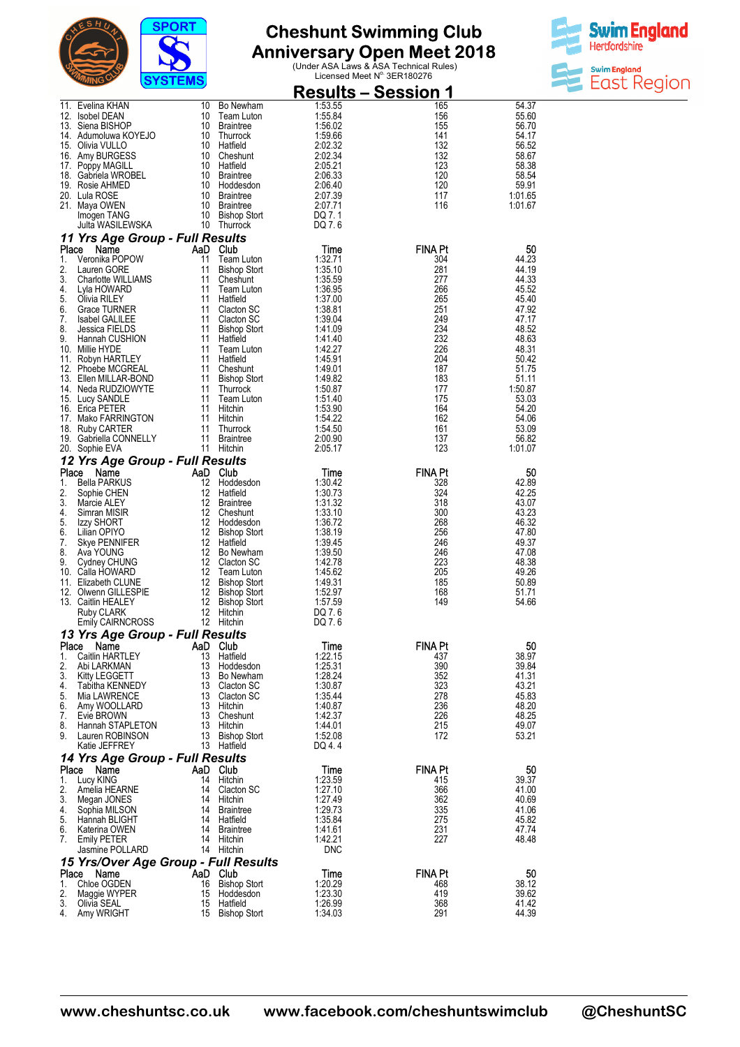# Cheshunt Swimming Club

## Anniversary Open Meet 2018

(Under ASA Laws & ASA Technical Rules)
Licensed Meet N° 3ER180276

## Results – Session 1

| Place | Name | AaD | Club | Time | FINA Pt | 50 |
|---|---|---|---|---|---|---|
| 11. | Evelina KHAN | 10 | Bo Newham | 1:53.55 | 165 | 54.37 |
| 12. | Isobel DEAN | 10 | Team Luton | 1:55.84 | 156 | 55.60 |
| 13. | Siena BISHOP | 10 | Braintree | 1:56.02 | 155 | 56.70 |
| 14. | Adumoluwa KOYEJO | 10 | Thurrock | 1:59.66 | 141 | 54.17 |
| 15. | Olivia VULLO | 10 | Hatfield | 2:02.32 | 132 | 56.52 |
| 16. | Amy BURGESS | 10 | Cheshunt | 2:02.34 | 132 | 58.67 |
| 17. | Poppy MAGILL | 10 | Hatfield | 2:05.21 | 123 | 58.38 |
| 18. | Gabriela WROBEL | 10 | Braintree | 2:06.33 | 120 | 58.54 |
| 19. | Rosie AHMED | 10 | Hoddesdon | 2:06.40 | 120 | 59.91 |
| 20. | Lula ROSE | 10 | Braintree | 2:07.39 | 117 | 1:01.65 |
| 21. | Maya OWEN | 10 | Braintree | 2:07.71 | 116 | 1:01.67 |
| | Imogen TANG | 10 | Bishop Stort | DQ 7.1 | | |
| | Julta WASILEWSKA | 10 | Thurrock | DQ 7.6 | | |

### 11 Yrs Age Group - Full Results

| Place | Name | AaD | Club | Time | FINA Pt | 50 |
|---|---|---|---|---|---|---|
| 1. | Veronika POPOW | 11 | Team Luton | 1:32.71 | 304 | 44.23 |
| 2. | Lauren GORE | 11 | Bishop Stort | 1:35.10 | 281 | 44.19 |
| 3. | Charlotte WILLIAMS | 11 | Cheshunt | 1:35.59 | 277 | 44.33 |
| 4. | Lyla HOWARD | 11 | Team Luton | 1:36.95 | 266 | 45.52 |
| 5. | Olivia RILEY | 11 | Hatfield | 1:37.00 | 265 | 45.40 |
| 6. | Grace TURNER | 11 | Clacton SC | 1:38.81 | 251 | 47.92 |
| 7. | Isabel GALILEE | 11 | Clacton SC | 1:39.04 | 249 | 47.17 |
| 8. | Jessica FIELDS | 11 | Bishop Stort | 1:41.09 | 234 | 48.52 |
| 9. | Hannah CUSHION | 11 | Hatfield | 1:41.40 | 232 | 48.63 |
| 10. | Millie HYDE | 11 | Team Luton | 1:42.27 | 226 | 48.31 |
| 11. | Robyn HARTLEY | 11 | Hatfield | 1:45.91 | 204 | 50.42 |
| 12. | Phoebe MCGREAL | 11 | Cheshunt | 1:49.01 | 187 | 51.75 |
| 13. | Ellen MILLAR-BOND | 11 | Bishop Stort | 1:49.82 | 183 | 51.11 |
| 14. | Neda RUDZIOWYTE | 11 | Thurrock | 1:50.87 | 177 | 1:50.87 |
| 15. | Lucy SANDLE | 11 | Team Luton | 1:51.40 | 175 | 53.03 |
| 16. | Erica PETER | 11 | Hitchin | 1:53.90 | 164 | 54.20 |
| 17. | Mako FARRINGTON | 11 | Hitchin | 1:54.22 | 162 | 54.06 |
| 18. | Ruby CARTER | 11 | Thurrock | 1:54.50 | 161 | 53.09 |
| 19. | Gabriella CONNELLY | 11 | Braintree | 2:00.90 | 137 | 56.82 |
| 20. | Sophie EVA | 11 | Hitchin | 2:05.17 | 123 | 1:01.07 |

### 12 Yrs Age Group - Full Results

| Place | Name | AaD | Club | Time | FINA Pt | 50 |
|---|---|---|---|---|---|---|
| 1. | Bella PARKUS | 12 | Hoddesdon | 1:30.42 | 328 | 42.89 |
| 2. | Sophie CHEN | 12 | Hatfield | 1:30.73 | 324 | 42.25 |
| 3. | Marcie ALEY | 12 | Braintree | 1:31.32 | 318 | 43.07 |
| 4. | Simran MISIR | 12 | Cheshunt | 1:33.10 | 300 | 43.23 |
| 5. | Izzy SHORT | 12 | Hoddesdon | 1:36.72 | 268 | 46.32 |
| 6. | Lilian OPIYO | 12 | Bishop Stort | 1:38.19 | 256 | 47.80 |
| 7. | Skye PENNIFER | 12 | Hatfield | 1:39.45 | 246 | 49.37 |
| 8. | Ava YOUNG | 12 | Bo Newham | 1:39.50 | 246 | 47.08 |
| 9. | Cydney CHUNG | 12 | Clacton SC | 1:42.78 | 223 | 48.38 |
| 10. | Calla HOWARD | 12 | Team Luton | 1:45.62 | 205 | 49.26 |
| 11. | Elizabeth CLUNE | 12 | Bishop Stort | 1:49.31 | 185 | 50.89 |
| 12. | Olwenn GILLESPIE | 12 | Bishop Stort | 1:52.97 | 168 | 51.71 |
| 13. | Caitlin HEALEY | 12 | Bishop Stort | 1:57.59 | 149 | 54.66 |
| | Ruby CLARK | 12 | Hitchin | DQ 7.6 | | |
| | Emily CAIRNCROSS | 12 | Hitchin | DQ 7.6 | | |

### 13 Yrs Age Group - Full Results

| Place | Name | AaD | Club | Time | FINA Pt | 50 |
|---|---|---|---|---|---|---|
| 1. | Caitlin HARTLEY | 13 | Hatfield | 1:22.15 | 437 | 38.97 |
| 2. | Abi LARKMAN | 13 | Hoddesdon | 1:25.31 | 390 | 39.84 |
| 3. | Kitty LEGGETT | 13 | Bo Newham | 1:28.24 | 352 | 41.31 |
| 4. | Tabitha KENNEDY | 13 | Clacton SC | 1:30.87 | 323 | 43.21 |
| 5. | Mia LAWRENCE | 13 | Clacton SC | 1:35.44 | 278 | 45.83 |
| 6. | Amy WOOLLARD | 13 | Hitchin | 1:40.87 | 236 | 48.20 |
| 7. | Evie BROWN | 13 | Cheshunt | 1:42.37 | 226 | 48.25 |
| 8. | Hannah STAPLETON | 13 | Hitchin | 1:44.01 | 215 | 49.07 |
| 9. | Lauren ROBINSON | 13 | Bishop Stort | 1:52.08 | 172 | 53.21 |
| | Katie JEFFREY | 13 | Hatfield | DQ 4.4 | | |

### 14 Yrs Age Group - Full Results

| Place | Name | AaD | Club | Time | FINA Pt | 50 |
|---|---|---|---|---|---|---|
| 1. | Lucy KING | 14 | Hitchin | 1:23.59 | 415 | 39.37 |
| 2. | Amelia HEARNE | 14 | Clacton SC | 1:27.10 | 366 | 41.00 |
| 3. | Megan JONES | 14 | Hitchin | 1:27.49 | 362 | 40.69 |
| 4. | Sophia MILSON | 14 | Braintree | 1:29.73 | 335 | 41.06 |
| 5. | Hannah BLIGHT | 14 | Hatfield | 1:35.84 | 275 | 45.82 |
| 6. | Katerina OWEN | 14 | Braintree | 1:41.61 | 231 | 47.74 |
| 7. | Emily PETER | 14 | Hitchin | 1:42.21 | 227 | 48.48 |
| | Jasmine POLLARD | 14 | Hitchin | DNC | | |

### 15 Yrs/Over Age Group - Full Results

| Place | Name | AaD | Club | Time | FINA Pt | 50 |
|---|---|---|---|---|---|---|
| 1. | Chloe OGDEN | 16 | Bishop Stort | 1:20.29 | 468 | 38.12 |
| 2. | Maggie WYPER | 15 | Hoddesdon | 1:23.30 | 419 | 39.62 |
| 3. | Olivia SEAL | 15 | Hatfield | 1:26.99 | 368 | 41.42 |
| 4. | Amy WRIGHT | 15 | Bishop Stort | 1:34.03 | 291 | 44.39 |

www.cheshuntsc.co.uk www.facebook.com/cheshuntswimclub @CheshuntSC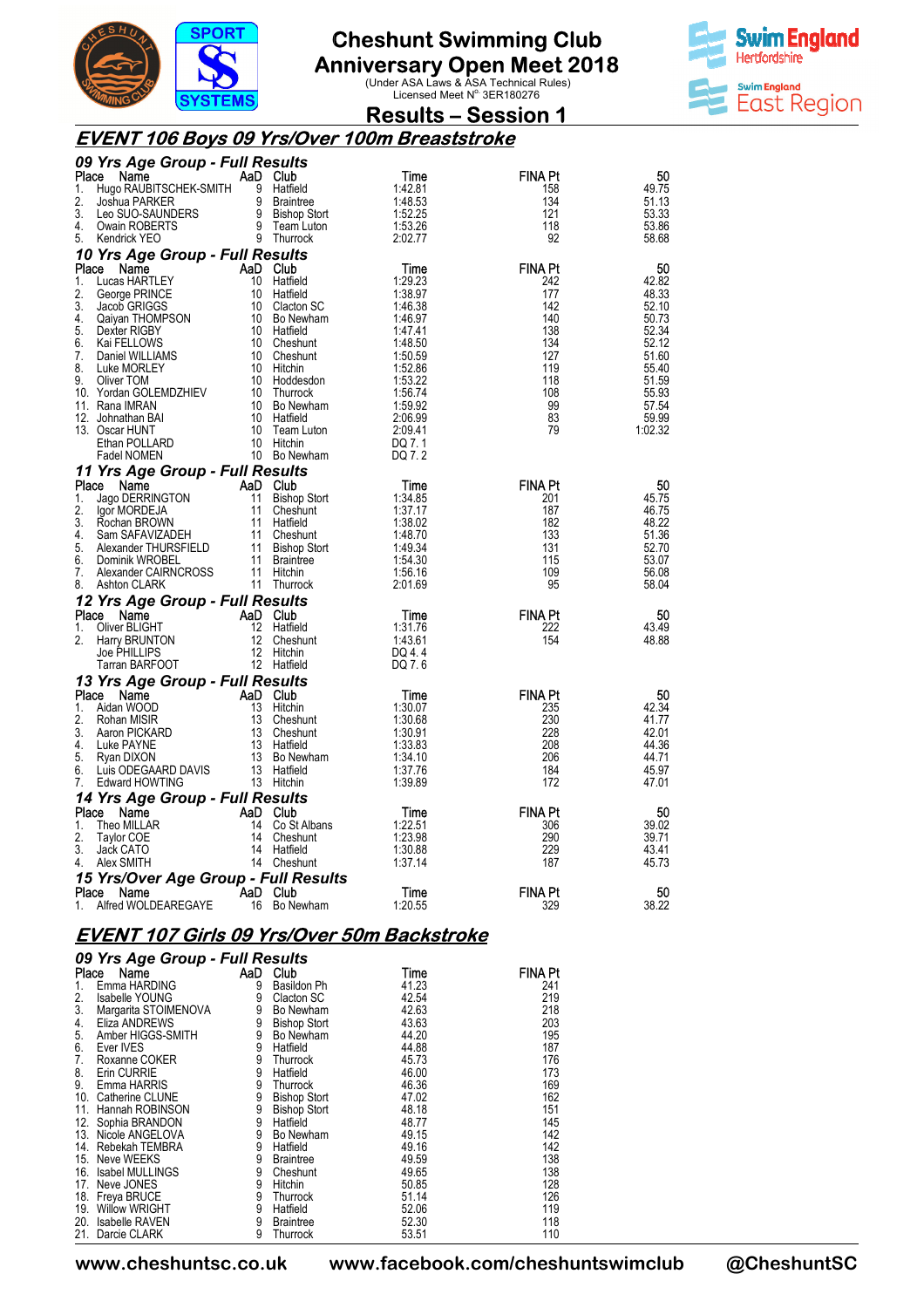# Cheshunt Swimming Club
## Anniversary Open Meet 2018

(Under ASA Laws & ASA Technical Rules)
Licensed Meet N° 3ER180276

## Results – Session 1

### EVENT 106 Boys 09 Yrs/Over 100m Breaststroke

#### 09 Yrs Age Group - Full Results

| Place | Name | AaD | Club | Time | FINA Pt | 50 |
|---|---|---|---|---|---|---|
| 1. | Hugo RAUBITSCHEK-SMITH | 9 | Hatfield | 1:42.81 | 158 | 49.75 |
| 2. | Joshua PARKER | 9 | Braintree | 1:48.53 | 134 | 51.13 |
| 3. | Leo SUO-SAUNDERS | 9 | Bishop Stort | 1:52.25 | 121 | 53.33 |
| 4. | Owain ROBERTS | 9 | Team Luton | 1:53.26 | 118 | 53.86 |
| 5. | Kendrick YEO | 9 | Thurrock | 2:02.77 | 92 | 58.68 |

#### 10 Yrs Age Group - Full Results

| Place | Name | AaD | Club | Time | FINA Pt | 50 |
|---|---|---|---|---|---|---|
| 1. | Lucas HARTLEY | 10 | Hatfield | 1:29.23 | 242 | 42.82 |
| 2. | George PRINCE | 10 | Hatfield | 1:38.97 | 177 | 48.33 |
| 3. | Jacob GRIGGS | 10 | Clacton SC | 1:46.38 | 142 | 52.10 |
| 4. | Qaiyan THOMPSON | 10 | Bo Newham | 1:46.97 | 140 | 50.73 |
| 5. | Dexter RIGBY | 10 | Hatfield | 1:47.41 | 138 | 52.34 |
| 6. | Kai FELLOWS | 10 | Hatfield | 1:48.50 | 134 | 52.12 |
| 7. | Daniel WILLIAMS | 10 | Cheshunt | 1:50.59 | 127 | 51.60 |
| 8. | Luke MORLEY | 10 | Hitchin | 1:52.86 | 119 | 55.40 |
| 9. | Oliver TOM | 10 | Hoddesdon | 1:53.22 | 118 | 51.59 |
| 10. | Yordan GOLEMDZHIEV | 10 | Thurrock | 1:56.74 | 108 | 55.93 |
| 11. | Rana IMRAN | 10 | Bo Newham | 1:59.92 | 99 | 57.54 |
| 12. | Johnathan BAI | 10 | Hatfield | 2:06.99 | 83 | 59.99 |
| 13. | Oscar HUNT | 10 | Team Luton | 2:09.41 | 79 | 1:02.32 |
| | Ethan POLLARD | 10 | Hitchin | DQ 7. 1 | | |
| | Fadel NOMEN | 10 | Bo Newham | DQ 7. 2 | | |

#### 11 Yrs Age Group - Full Results

| Place | Name | AaD | Club | Time | FINA Pt | 50 |
|---|---|---|---|---|---|---|
| 1. | Jago DERRINGTON | 11 | Bishop Stort | 1:34.85 | 201 | 45.75 |
| 2. | Igor MORDEJA | 11 | Cheshunt | 1:37.17 | 187 | 46.75 |
| 3. | Rochan BROWN | 11 | Hatfield | 1:38.02 | 182 | 48.22 |
| 4. | Sam SAFAVIZADEH | 11 | Cheshunt | 1:48.70 | 133 | 51.36 |
| 5. | Alexander THURSFIELD | 11 | Bishop Stort | 1:49.34 | 131 | 52.70 |
| 6. | Dominik WROBEL | 11 | Braintree | 1:54.30 | 115 | 53.07 |
| 7. | Alexander CAIRNCROSS | 11 | Hitchin | 1:56.16 | 109 | 56.08 |
| 8. | Ashton CLARK | 11 | Thurrock | 2:01.69 | 95 | 58.04 |

#### 12 Yrs Age Group - Full Results

| Place | Name | AaD | Club | Time | FINA Pt | 50 |
|---|---|---|---|---|---|---|
| 1. | Oliver BLIGHT | 12 | Hatfield | 1:31.76 | 222 | 43.49 |
| 2. | Harry BRUNTON | 12 | Cheshunt | 1:43.61 | 154 | 48.88 |
| | Joe PHILLIPS | 12 | Hitchin | DQ 4. 4 | | |
| | Tarran BARFOOT | 12 | Hatfield | DQ 7. 6 | | |

#### 13 Yrs Age Group - Full Results

| Place | Name | AaD | Club | Time | FINA Pt | 50 |
|---|---|---|---|---|---|---|
| 1. | Aidan WOOD | 13 | Hitchin | 1:30.07 | 235 | 42.34 |
| 2. | Rohan MISIR | 13 | Cheshunt | 1:30.68 | 230 | 41.77 |
| 3. | Aaron PICKARD | 13 | Cheshunt | 1:30.91 | 228 | 42.01 |
| 4. | Luke PAYNE | 13 | Hatfield | 1:33.83 | 208 | 44.36 |
| 5. | Ryan DIXON | 13 | Bo Newham | 1:34.10 | 206 | 44.71 |
| 6. | Luis ODEGAARD DAVIS | 13 | Hatfield | 1:37.76 | 184 | 45.97 |
| 7. | Edward HOWTING | 13 | Hitchin | 1:39.89 | 172 | 47.01 |

#### 14 Yrs Age Group - Full Results

| Place | Name | AaD | Club | Time | FINA Pt | 50 |
|---|---|---|---|---|---|---|
| 1. | Theo MILLAR | 14 | Co St Albans | 1:22.51 | 306 | 39.02 |
| 2. | Taylor COE | 14 | Cheshunt | 1:23.98 | 290 | 39.71 |
| 3. | Jack CATO | 14 | Hatfield | 1:30.88 | 229 | 43.41 |
| 4. | Alex SMITH | 14 | Cheshunt | 1:37.14 | 187 | 45.73 |

#### 15 Yrs/Over Age Group - Full Results

| Place | Name | AaD | Club | Time | FINA Pt | 50 |
|---|---|---|---|---|---|---|
| 1. | Alfred WOLDEAREGAYE | 16 | Bo Newham | 1:20.55 | 329 | 38.22 |

### EVENT 107 Girls 09 Yrs/Over 50m Backstroke

#### 09 Yrs Age Group - Full Results

| Place | Name | AaD | Club | Time | FINA Pt |
|---|---|---|---|---|---|
| 1. | Emma HARDING | 9 | Basildon Ph | 41.23 | 241 |
| 2. | Isabelle YOUNG | 9 | Clacton SC | 42.54 | 219 |
| 3. | Margarita STOIMENOVA | 9 | Bo Newham | 42.63 | 218 |
| 4. | Eliza ANDREWS | 9 | Bishop Stort | 43.63 | 203 |
| 5. | Amber HIGGS-SMITH | 9 | Bo Newham | 44.20 | 195 |
| 6. | Ever IVES | 9 | Hatfield | 44.88 | 187 |
| 7. | Roxanne COKER | 9 | Thurrock | 45.73 | 176 |
| 8. | Erin CURRIE | 9 | Hatfield | 46.00 | 173 |
| 9. | Emma HARRIS | 9 | Thurrock | 46.36 | 169 |
| 10. | Catherine CLUNE | 9 | Bishop Stort | 47.02 | 162 |
| 11. | Hannah ROBINSON | 9 | Bishop Stort | 48.18 | 151 |
| 12. | Sophia BRANDON | 9 | Hatfield | 48.77 | 145 |
| 13. | Nicole ANGELOVA | 9 | Bo Newham | 49.15 | 142 |
| 14. | Rebekah TEMBRA | 9 | Hatfield | 49.16 | 142 |
| 15. | Neve WEEKS | 9 | Braintree | 49.59 | 138 |
| 16. | Isabel MULLINGS | 9 | Cheshunt | 49.65 | 138 |
| 17. | Neve JONES | 9 | Hitchin | 50.85 | 128 |
| 18. | Freya BRUCE | 9 | Thurrock | 51.14 | 126 |
| 19. | Willow WRIGHT | 9 | Hatfield | 52.06 | 119 |
| 20. | Isabelle RAVEN | 9 | Braintree | 52.30 | 118 |
| 21. | Darcie CLARK | 9 | Thurrock | 53.51 | 110 |

www.cheshuntsc.co.uk www.facebook.com/cheshuntswimclub @CheshuntSC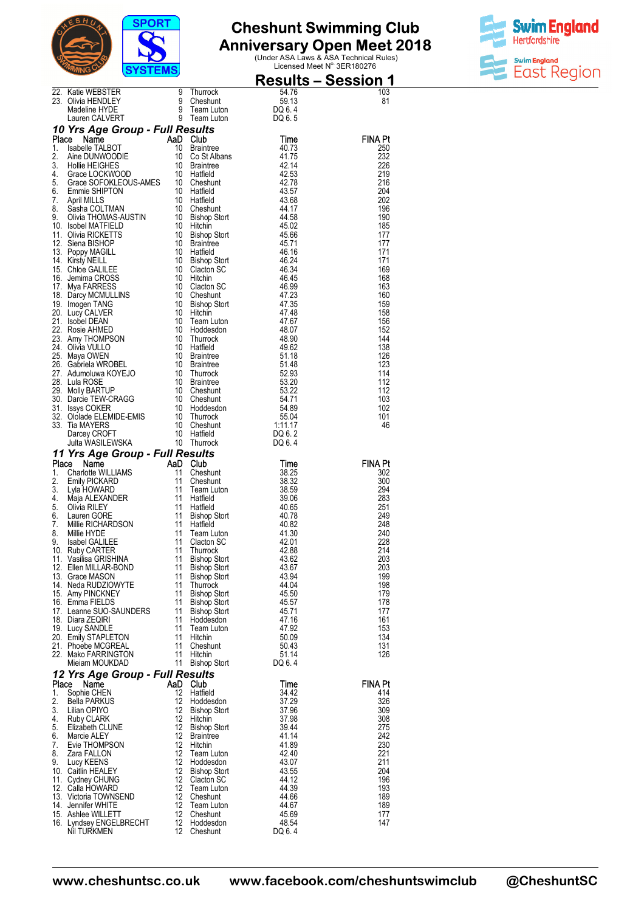# Cheshunt Swimming Club Anniversary Open Meet 2018

(Under ASA Laws & ASA Technical Rules)
Licensed Meet N° 3ER180276

## Results – Session 1

| Place | Name | AaD | Club | Time | FINA Pt |
|---|---|---|---|---|---|
| 22. | Katie WEBSTER | 9 | Thurrock | 54.76 | 103 |
| 23. | Olivia HENDLEY | 9 | Cheshunt | 59.13 | 81 |
| | Madeline HYDE | 9 | Team Luton | DQ 6. 4 | |
| | Lauren CALVERT | 9 | Team Luton | DQ 6. 5 | |

### 10 Yrs Age Group - Full Results

| Place | Name | AaD | Club | Time | FINA Pt |
|---|---|---|---|---|---|
| 1. | Isabelle TALBOT | 10 | Braintree | 40.73 | 250 |
| 2. | Aine DUNWOODIE | 10 | Co St Albans | 41.75 | 232 |
| 3. | Hollie HEIGHES | 10 | Braintree | 42.14 | 226 |
| 4. | Grace LOCKWOOD | 10 | Hatfield | 42.53 | 219 |
| 5. | Grace SOFOKLEOUS-AMES | 10 | Cheshunt | 42.78 | 216 |
| 6. | Emmie SHIPTON | 10 | Hatfield | 43.57 | 204 |
| 7. | April MILLS | 10 | Hatfield | 43.68 | 202 |
| 8. | Sasha COLTMAN | 10 | Cheshunt | 44.17 | 196 |
| 9. | Olivia THOMAS-AUSTIN | 10 | Bishop Stort | 44.58 | 190 |
| 10. | Isobel MATFIELD | 10 | Hitchin | 45.02 | 185 |
| 11. | Olivia RICKETTS | 10 | Bishop Stort | 45.66 | 177 |
| 12. | Siena BISHOP | 10 | Braintree | 45.71 | 177 |
| 13. | Poppy MAGILL | 10 | Hatfield | 46.16 | 171 |
| 14. | Kirsty NEILL | 10 | Bishop Stort | 46.24 | 171 |
| 15. | Chloe GALILEE | 10 | Clacton SC | 46.34 | 169 |
| 16. | Jemima CROSS | 10 | Hitchin | 46.45 | 168 |
| 17. | Mya FARRESS | 10 | Clacton SC | 46.99 | 163 |
| 18. | Darcy MCMULLINS | 10 | Cheshunt | 47.23 | 160 |
| 19. | Imogen TANG | 10 | Bishop Stort | 47.35 | 159 |
| 20. | Lucy CALVER | 10 | Hitchin | 47.48 | 158 |
| 21. | Isobel DEAN | 10 | Team Luton | 47.67 | 156 |
| 22. | Rosie AHMED | 10 | Hoddesdon | 48.07 | 152 |
| 23. | Amy THOMPSON | 10 | Thurrock | 48.90 | 144 |
| 24. | Olivia VULLO | 10 | Hatfield | 49.62 | 138 |
| 25. | Maya OWEN | 10 | Braintree | 51.18 | 126 |
| 26. | Gabriela WROBEL | 10 | Braintree | 51.48 | 123 |
| 27. | Adumoluwa KOYEJO | 10 | Thurrock | 52.93 | 114 |
| 28. | Lula ROSE | 10 | Braintree | 53.20 | 112 |
| 29. | Molly BARTUP | 10 | Cheshunt | 53.22 | 112 |
| 30. | Darcie TEW-CRAGG | 10 | Cheshunt | 54.71 | 103 |
| 31. | Issys COKER | 10 | Hoddesdon | 54.89 | 102 |
| 32. | Ololade ELEMIDE-EMIS | 10 | Thurrock | 55.04 | 101 |
| 33. | Tia MAYERS | 10 | Cheshunt | 1:11.17 | 46 |
| | Darcey CROFT | 10 | Hatfield | DQ 6. 2 | |
| | Julta WASILEWSKA | 10 | Thurrock | DQ 6. 4 | |

### 11 Yrs Age Group - Full Results

| Place | Name | AaD | Club | Time | FINA Pt |
|---|---|---|---|---|---|
| 1. | Charlotte WILLIAMS | 11 | Cheshunt | 38.25 | 302 |
| 2. | Emily PICKARD | 11 | Cheshunt | 38.32 | 300 |
| 3. | Lyla HOWARD | 11 | Team Luton | 38.59 | 294 |
| 4. | Maja ALEXANDER | 11 | Hatfield | 39.06 | 283 |
| 5. | Olivia RILEY | 11 | Hatfield | 40.65 | 251 |
| 6. | Lauren GORE | 11 | Bishop Stort | 40.78 | 249 |
| 7. | Millie RICHARDSON | 11 | Hatfield | 40.82 | 248 |
| 8. | Millie HYDE | 11 | Team Luton | 41.30 | 240 |
| 9. | Isabel GALILEE | 11 | Clacton SC | 42.01 | 228 |
| 10. | Ruby CARTER | 11 | Thurrock | 42.88 | 214 |
| 11. | Vasilisa GRISHINA | 11 | Bishop Stort | 43.62 | 203 |
| 12. | Ellen MILLAR-BOND | 11 | Bishop Stort | 43.67 | 203 |
| 13. | Grace MASON | 11 | Bishop Stort | 43.94 | 199 |
| 14. | Neda RUDZIOWYTE | 11 | Thurrock | 44.04 | 198 |
| 15. | Amy PINCKNEY | 11 | Bishop Stort | 45.50 | 179 |
| 16. | Emma FIELDS | 11 | Bishop Stort | 45.57 | 178 |
| 17. | Leanne SUO-SAUNDERS | 11 | Bishop Stort | 45.71 | 177 |
| 18. | Diara ZEQIRI | 11 | Hoddesdon | 47.16 | 161 |
| 19. | Lucy SANDLE | 11 | Team Luton | 47.92 | 153 |
| 20. | Emily STAPLETON | 11 | Hitchin | 50.09 | 134 |
| 21. | Phoebe MCGREAL | 11 | Cheshunt | 50.43 | 131 |
| 22. | Mako FARRINGTON | 11 | Hitchin | 51.14 | 126 |
| | Mieiam MOUKDAD | 11 | Bishop Stort | DQ 6. 4 | |

### 12 Yrs Age Group - Full Results

| Place | Name | AaD | Club | Time | FINA Pt |
|---|---|---|---|---|---|
| 1. | Sophie CHEN | 12 | Hatfield | 34.42 | 414 |
| 2. | Bella PARKUS | 12 | Hoddesdon | 37.29 | 326 |
| 3. | Lilian OPIYO | 12 | Bishop Stort | 37.96 | 309 |
| 4. | Ruby CLARK | 12 | Hitchin | 37.98 | 308 |
| 5. | Elizabeth CLUNE | 12 | Bishop Stort | 39.44 | 275 |
| 6. | Marcie ALEY | 12 | Braintree | 41.14 | 242 |
| 7. | Evie THOMPSON | 12 | Hitchin | 41.89 | 230 |
| 8. | Zara FALLON | 12 | Team Luton | 42.40 | 221 |
| 9. | Lucy KEENS | 12 | Hoddesdon | 43.07 | 211 |
| 10. | Caitlin HEALEY | 12 | Bishop Stort | 43.55 | 204 |
| 11. | Cydney CHUNG | 12 | Clacton SC | 44.12 | 196 |
| 12. | Calla HOWARD | 12 | Team Luton | 44.39 | 193 |
| 13. | Victoria TOWNSEND | 12 | Cheshunt | 44.66 | 189 |
| 14. | Jennifer WHITE | 12 | Team Luton | 44.67 | 189 |
| 15. | Ashlee WILLETT | 12 | Cheshunt | 45.69 | 177 |
| 16. | Lyndsey ENGELBRECHT | 12 | Hoddesdon | 48.54 | 147 |
| | Nil TURKMEN | 12 | Cheshunt | DQ 6. 4 | |

www.cheshuntsc.co.uk www.facebook.com/cheshuntswimclub @CheshuntSC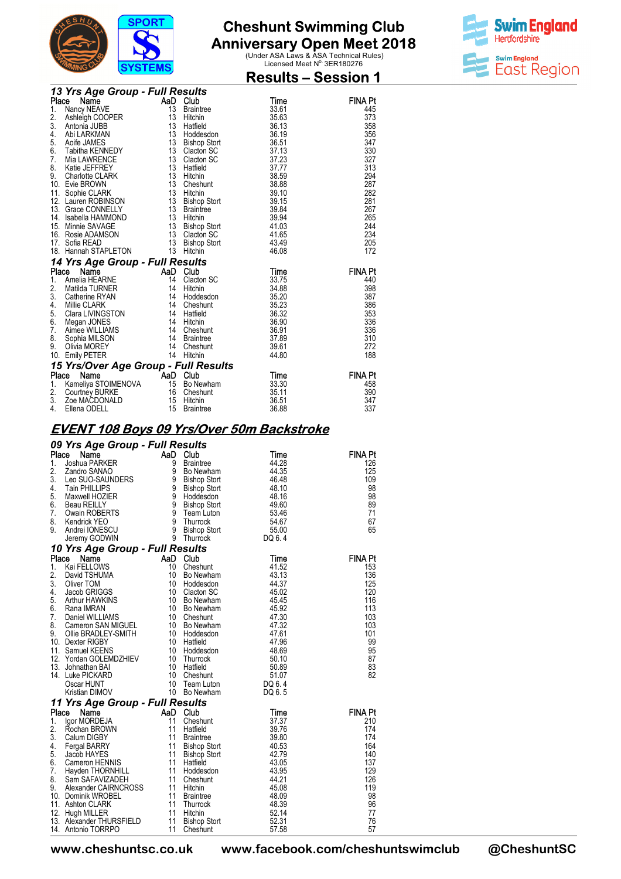# Cheshunt Swimming Club
## Anniversary Open Meet 2018
(Under ASA Laws & ASA Technical Rules)
Licensed Meet N° 3ER180276

## Results – Session 1

### 13 Yrs Age Group - Full Results

| Place | Name | AaD | Club | Time | FINA Pt |
|---|---|---|---|---|---|
| 1. | Nancy NEAVE | 13 | Braintree | 33.61 | 445 |
| 2. | Ashleigh COOPER | 13 | Hitchin | 35.63 | 373 |
| 3. | Antonia JUBB | 13 | Hatfield | 36.13 | 358 |
| 4. | Abi LARKMAN | 13 | Hoddesdon | 36.19 | 356 |
| 5. | Aoife JAMES | 13 | Bishop Stort | 36.51 | 347 |
| 6. | Tabitha KENNEDY | 13 | Clacton SC | 37.13 | 330 |
| 7. | Mia LAWRENCE | 13 | Clacton SC | 37.23 | 327 |
| 8. | Katie JEFFREY | 13 | Hatfield | 37.77 | 313 |
| 9. | Charlotte CLARK | 13 | Hitchin | 38.59 | 294 |
| 10. | Evie BROWN | 13 | Cheshunt | 38.88 | 287 |
| 11. | Sophie CLARK | 13 | Hitchin | 39.10 | 282 |
| 12. | Lauren ROBINSON | 13 | Bishop Stort | 39.15 | 281 |
| 13. | Grace CONNELLY | 13 | Braintree | 39.84 | 267 |
| 14. | Isabella HAMMOND | 13 | Hitchin | 39.94 | 265 |
| 15. | Minnie SAVAGE | 13 | Bishop Stort | 41.03 | 244 |
| 16. | Rosie ADAMSON | 13 | Clacton SC | 41.65 | 234 |
| 17. | Sofia READ | 13 | Bishop Stort | 43.49 | 205 |
| 18. | Hannah STAPLETON | 13 | Hitchin | 46.08 | 172 |

### 14 Yrs Age Group - Full Results

| Place | Name | AaD | Club | Time | FINA Pt |
|---|---|---|---|---|---|
| 1. | Amelia HEARNE | 14 | Clacton SC | 33.75 | 440 |
| 2. | Matilda TURNER | 14 | Hitchin | 34.88 | 398 |
| 3. | Catherine RYAN | 14 | Hoddesdon | 35.20 | 387 |
| 4. | Millie CLARK | 14 | Cheshunt | 35.23 | 386 |
| 5. | Clara LIVINGSTON | 14 | Hatfield | 36.32 | 353 |
| 6. | Megan JONES | 14 | Hitchin | 36.90 | 336 |
| 7. | Aimee WILLIAMS | 14 | Cheshunt | 36.91 | 336 |
| 8. | Sophia MILSON | 14 | Braintree | 37.89 | 310 |
| 9. | Olivia MOREY | 14 | Cheshunt | 39.61 | 272 |
| 10. | Emily PETER | 14 | Hitchin | 44.80 | 188 |

### 15 Yrs/Over Age Group - Full Results

| Place | Name | AaD | Club | Time | FINA Pt |
|---|---|---|---|---|---|
| 1. | Kameliya STOIMENOVA | 15 | Bo Newham | 33.30 | 458 |
| 2. | Courtney BURKE | 16 | Cheshunt | 35.11 | 390 |
| 3. | Zoe MACDONALD | 15 | Hitchin | 36.51 | 347 |
| 4. | Ellena ODELL | 15 | Braintree | 36.88 | 337 |

## EVENT 108 Boys 09 Yrs/Over 50m Backstroke

### 09 Yrs Age Group - Full Results

| Place | Name | AaD | Club | Time | FINA Pt |
|---|---|---|---|---|---|
| 1. | Joshua PARKER | 9 | Braintree | 44.28 | 126 |
| 2. | Zandro SANAO | 9 | Bo Newham | 44.35 | 125 |
| 3. | Leo SUO-SAUNDERS | 9 | Bishop Stort | 46.48 | 109 |
| 4. | Tain PHILLIPS | 9 | Bishop Stort | 48.10 | 98 |
| 5. | Maxwell HOZIER | 9 | Hoddesdon | 48.16 | 98 |
| 6. | Beau REILLY | 9 | Bishop Stort | 49.60 | 89 |
| 7. | Owain ROBERTS | 9 | Team Luton | 53.46 | 71 |
| 8. | Kendrick YEO | 9 | Thurrock | 54.67 | 67 |
| 9. | Andrei IONESCU | 9 | Bishop Stort | 55.00 | 65 |
| | Jeremy GODWIN | 9 | Thurrock | DQ 6. 4 | |

### 10 Yrs Age Group - Full Results

| Place | Name | AaD | Club | Time | FINA Pt |
|---|---|---|---|---|---|
| 1. | Kai FELLOWS | 10 | Cheshunt | 41.52 | 153 |
| 2. | David TSHUMA | 10 | Bo Newham | 43.13 | 136 |
| 3. | Oliver TOM | 10 | Hoddesdon | 44.37 | 125 |
| 4. | Jacob GRIGGS | 10 | Clacton SC | 45.02 | 120 |
| 5. | Arthur HAWKINS | 10 | Bo Newham | 45.45 | 116 |
| 6. | Rana IMRAN | 10 | Bo Newham | 45.92 | 113 |
| 7. | Daniel WILLIAMS | 10 | Cheshunt | 47.30 | 103 |
| 8. | Cameron SAN MIGUEL | 10 | Bo Newham | 47.32 | 103 |
| 9. | Ollie BRADLEY-SMITH | 10 | Hoddesdon | 47.61 | 101 |
| 10. | Dexter RIGBY | 10 | Hatfield | 47.96 | 99 |
| 11. | Samuel KEENS | 10 | Hoddesdon | 48.69 | 95 |
| 12. | Yordan GOLEMDZHIEV | 10 | Thurrock | 50.10 | 87 |
| 13. | Johnathan BAI | 10 | Hatfield | 50.89 | 83 |
| 14. | Luke PICKARD | 10 | Cheshunt | 51.07 | 82 |
| | Oscar HUNT | 10 | Team Luton | DQ 6. 4 | |
| | Kristian DIMOV | 10 | Bo Newham | DQ 6. 5 | |

### 11 Yrs Age Group - Full Results

| Place | Name | AaD | Club | Time | FINA Pt |
|---|---|---|---|---|---|
| 1. | Igor MORDEJA | 11 | Cheshunt | 37.37 | 210 |
| 2. | Rochan BROWN | 11 | Hatfield | 39.76 | 174 |
| 3. | Calum DIGBY | 11 | Braintree | 39.80 | 174 |
| 4. | Fergal BARRY | 11 | Bishop Stort | 40.53 | 164 |
| 5. | Jacob HAYES | 11 | Bishop Stort | 42.79 | 140 |
| 6. | Cameron HENNIS | 11 | Hatfield | 43.05 | 137 |
| 7. | Hayden THORNHILL | 11 | Hoddesdon | 43.95 | 129 |
| 8. | Sam SAFAVIZADEH | 11 | Cheshunt | 44.21 | 126 |
| 9. | Alexander CAIRNCROSS | 11 | Hitchin | 45.08 | 119 |
| 10. | Dominik WROBEL | 11 | Braintree | 48.09 | 98 |
| 11. | Ashton CLARK | 11 | Thurrock | 48.39 | 96 |
| 12. | Hugh MILLER | 11 | Hitchin | 52.14 | 77 |
| 13. | Alexander THURSFIELD | 11 | Bishop Stort | 52.31 | 76 |
| 14. | Antonio TORRPO | 11 | Cheshunt | 57.58 | 57 |

www.cheshuntsc.co.uk www.facebook.com/cheshuntswimclub @CheshuntSC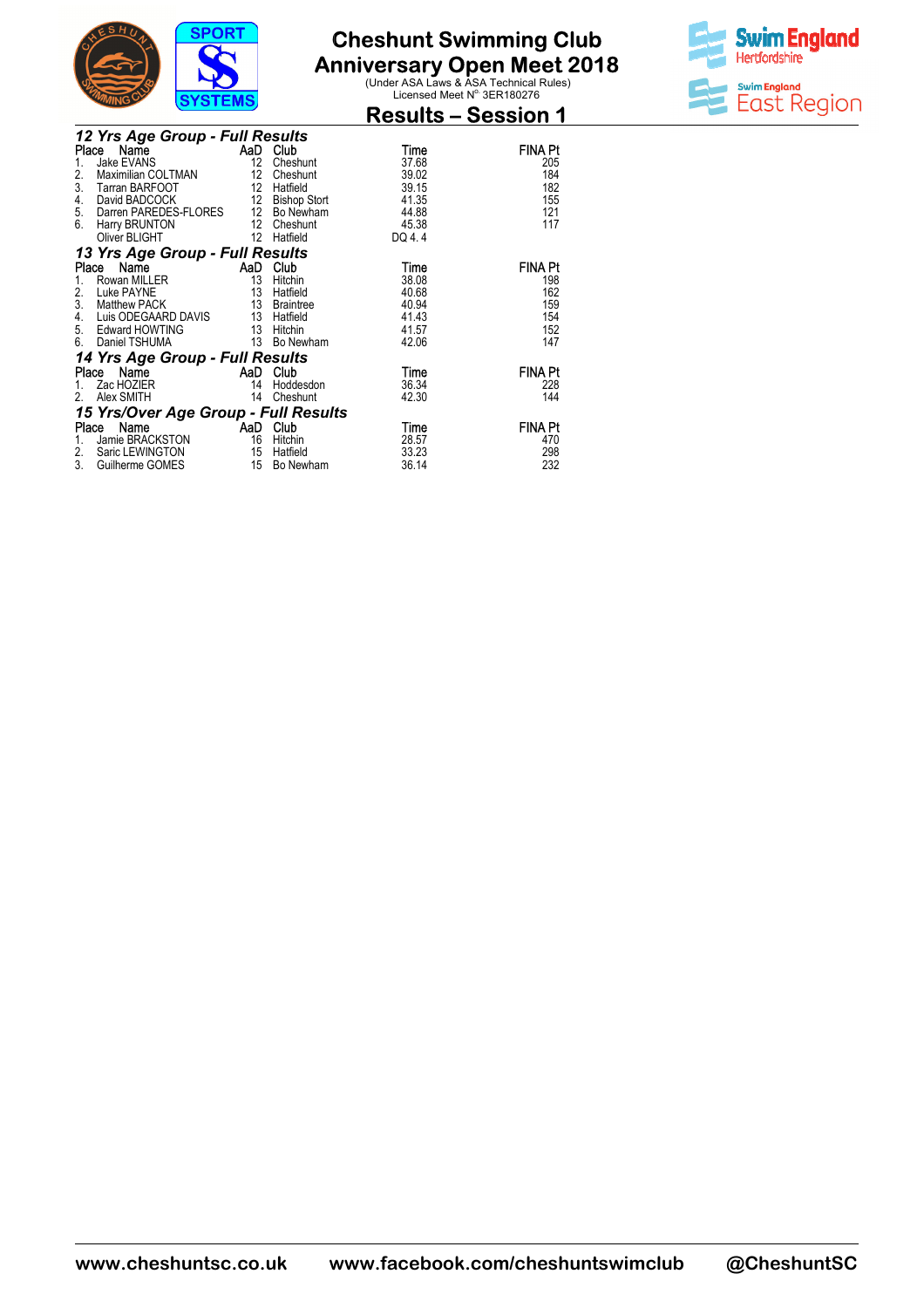# Cheshunt Swimming Club
# Anniversary Open Meet 2018

(Under ASA Laws & ASA Technical Rules)
Licensed Meet N° 3ER180276

## Results – Session 1

### 12 Yrs Age Group - Full Results

| Place | Name | AaD | Club | Time | FINA Pt |
|---|---|---|---|---|---|
| 1. | Jake EVANS | 12 | Cheshunt | 37.68 | 205 |
| 2. | Maximilian COLTMAN | 12 | Cheshunt | 39.02 | 184 |
| 3. | Tarran BARFOOT | 12 | Hatfield | 39.15 | 182 |
| 4. | David BADCOCK | 12 | Bishop Stort | 41.35 | 155 |
| 5. | Darren PAREDES-FLORES | 12 | Bo Newham | 44.88 | 121 |
| 6. | Harry BRUNTON | 12 | Cheshunt | 45.38 | 117 |
| | Oliver BLIGHT | 12 | Hatfield | DQ 4. 4 | |

### 13 Yrs Age Group - Full Results

| Place | Name | AaD | Club | Time | FINA Pt |
|---|---|---|---|---|---|
| 1. | Rowan MILLER | 13 | Hitchin | 38.08 | 198 |
| 2. | Luke PAYNE | 13 | Hatfield | 40.68 | 162 |
| 3. | Matthew PACK | 13 | Braintree | 40.94 | 159 |
| 4. | Luis ODEGAARD DAVIS | 13 | Hatfield | 41.43 | 154 |
| 5. | Edward HOWTING | 13 | Hitchin | 41.57 | 152 |
| 6. | Daniel TSHUMA | 13 | Bo Newham | 42.06 | 147 |

### 14 Yrs Age Group - Full Results

| Place | Name | AaD | Club | Time | FINA Pt |
|---|---|---|---|---|---|
| 1. | Zac HOZIER | 14 | Hoddesdon | 36.34 | 228 |
| 2. | Alex SMITH | 14 | Cheshunt | 42.30 | 144 |

### 15 Yrs/Over Age Group - Full Results

| Place | Name | AaD | Club | Time | FINA Pt |
|---|---|---|---|---|---|
| 1. | Jamie BRACKSTON | 16 | Hitchin | 28.57 | 470 |
| 2. | Saric LEWINGTON | 15 | Hatfield | 33.23 | 298 |
| 3. | Guilherme GOMES | 15 | Bo Newham | 36.14 | 232 |

www.cheshuntsc.co.uk www.facebook.com/cheshuntswimclub @CheshuntSC